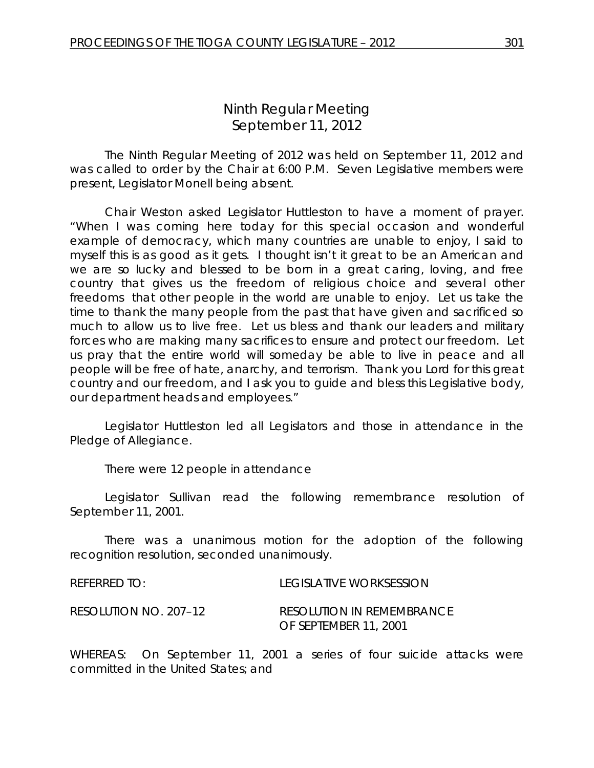# Ninth Regular Meeting
## September 11, 2012

The Ninth Regular Meeting of 2012 was held on September 11, 2012 and was called to order by the Chair at 6:00 P.M. Seven Legislative members were present, Legislator Monell being absent.

Chair Weston asked Legislator Huttleston to have a moment of prayer. "When I was coming here today for this special occasion and wonderful example of democracy, which many countries are unable to enjoy, I said to myself this is as good as it gets. I thought isn't it great to be an American and we are so lucky and blessed to be born in a great caring, loving, and free country that gives us the freedom of religious choice and several other freedoms that other people in the world are unable to enjoy. Let us take the time to thank the many people from the past that have given and sacrificed so much to allow us to live free. Let us bless and thank our leaders and military forces who are making many sacrifices to ensure and protect our freedom. Let us pray that the entire world will someday be able to live in peace and all people will be free of hate, anarchy, and terrorism. Thank you Lord for this great country and our freedom, and I ask you to guide and bless this Legislative body, our department heads and employees."

Legislator Huttleston led all Legislators and those in attendance in the Pledge of Allegiance.

There were 12 people in attendance

Legislator Sullivan read the following remembrance resolution of September 11, 2001.

There was a unanimous motion for the adoption of the following recognition resolution, seconded unanimously.

REFERRED TO: LEGISLATIVE WORKSESSION

RESOLUTION NO. 207–12 RESOLUTION IN REMEMBRANCE OF SEPTEMBER 11, 2001

WHEREAS: On September 11, 2001 a series of four suicide attacks were committed in the United States; and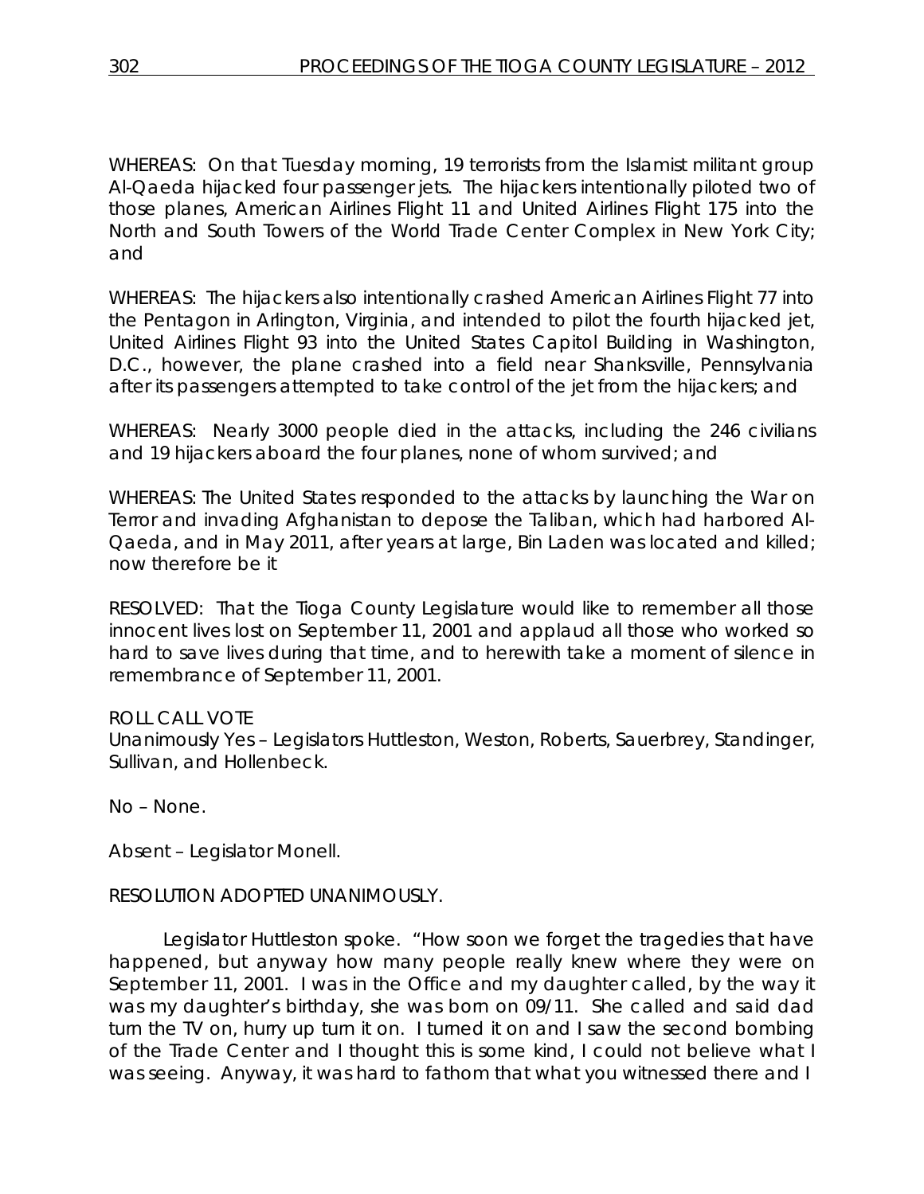WHEREAS: On that Tuesday morning, 19 terrorists from the Islamist militant group Al-Qaeda hijacked four passenger jets. The hijackers intentionally piloted two of those planes, American Airlines Flight 11 and United Airlines Flight 175 into the North and South Towers of the World Trade Center Complex in New York City; and

WHEREAS: The hijackers also intentionally crashed American Airlines Flight 77 into the Pentagon in Arlington, Virginia, and intended to pilot the fourth hijacked jet, United Airlines Flight 93 into the United States Capitol Building in Washington, D.C., however, the plane crashed into a field near Shanksville, Pennsylvania after its passengers attempted to take control of the jet from the hijackers; and

WHEREAS: Nearly 3000 people died in the attacks, including the 246 civilians and 19 hijackers aboard the four planes, none of whom survived; and

WHEREAS: The United States responded to the attacks by launching the War on Terror and invading Afghanistan to depose the Taliban, which had harbored Al-Qaeda, and in May 2011, after years at large, Bin Laden was located and killed; now therefore be it

RESOLVED: That the Tioga County Legislature would like to remember all those innocent lives lost on September 11, 2001 and applaud all those who worked so hard to save lives during that time, and to herewith take a moment of silence in remembrance of September 11, 2001.

ROLL CALL VOTE
Unanimously Yes – Legislators Huttleston, Weston, Roberts, Sauerbrey, Standinger, Sullivan, and Hollenbeck.

No – None.

Absent – Legislator Monell.

RESOLUTION ADOPTED UNANIMOUSLY.

Legislator Huttleston spoke. "How soon we forget the tragedies that have happened, but anyway how many people really knew where they were on September 11, 2001. I was in the Office and my daughter called, by the way it was my daughter's birthday, she was born on 09/11. She called and said dad turn the TV on, hurry up turn it on. I turned it on and I saw the second bombing of the Trade Center and I thought this is some kind, I could not believe what I was seeing. Anyway, it was hard to fathom that what you witnessed there and I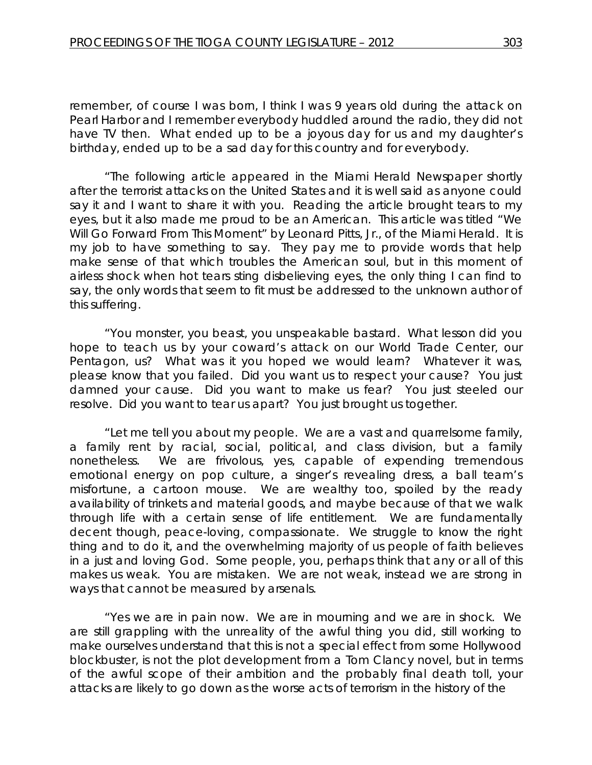remember, of course I was born, I think I was 9 years old during the attack on Pearl Harbor and I remember everybody huddled around the radio, they did not have TV then. What ended up to be a joyous day for us and my daughter's birthday, ended up to be a sad day for this country and for everybody.

"The following article appeared in the Miami Herald Newspaper shortly after the terrorist attacks on the United States and it is well said as anyone could say it and I want to share it with you. Reading the article brought tears to my eyes, but it also made me proud to be an American. This article was titled "We Will Go Forward From This Moment" by Leonard Pitts, Jr., of the Miami Herald. It is my job to have something to say. They pay me to provide words that help make sense of that which troubles the American soul, but in this moment of airless shock when hot tears sting disbelieving eyes, the only thing I can find to say, the only words that seem to fit must be addressed to the unknown author of this suffering.

"You monster, you beast, you unspeakable bastard. What lesson did you hope to teach us by your coward's attack on our World Trade Center, our Pentagon, us? What was it you hoped we would learn? Whatever it was, please know that you failed. Did you want us to respect your cause? You just damned your cause. Did you want to make us fear? You just steeled our resolve. Did you want to tear us apart? You just brought us together.

"Let me tell you about my people. We are a vast and quarrelsome family, a family rent by racial, social, political, and class division, but a family nonetheless. We are frivolous, yes, capable of expending tremendous emotional energy on pop culture, a singer's revealing dress, a ball team's misfortune, a cartoon mouse. We are wealthy too, spoiled by the ready availability of trinkets and material goods, and maybe because of that we walk through life with a certain sense of life entitlement. We are fundamentally decent though, peace-loving, compassionate. We struggle to know the right thing and to do it, and the overwhelming majority of us people of faith believes in a just and loving God. Some people, you, perhaps think that any or all of this makes us weak. You are mistaken. We are not weak, instead we are strong in ways that cannot be measured by arsenals.

"Yes we are in pain now. We are in mourning and we are in shock. We are still grappling with the unreality of the awful thing you did, still working to make ourselves understand that this is not a special effect from some Hollywood blockbuster, is not the plot development from a Tom Clancy novel, but in terms of the awful scope of their ambition and the probably final death toll, your attacks are likely to go down as the worse acts of terrorism in the history of the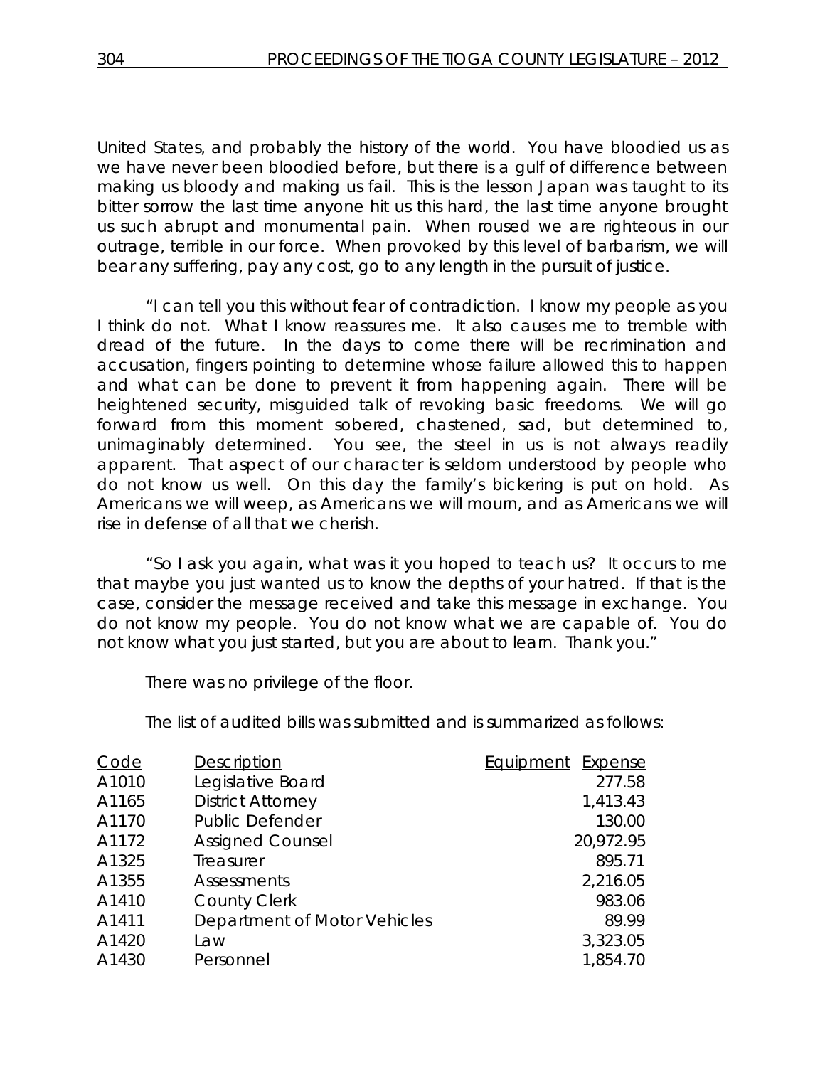United States, and probably the history of the world. You have bloodied us as we have never been bloodied before, but there is a gulf of difference between making us bloody and making us fail. This is the lesson Japan was taught to its bitter sorrow the last time anyone hit us this hard, the last time anyone brought us such abrupt and monumental pain. When roused we are righteous in our outrage, terrible in our force. When provoked by this level of barbarism, we will bear any suffering, pay any cost, go to any length in the pursuit of justice.

"I can tell you this without fear of contradiction. I know my people as you I think do not. What I know reassures me. It also causes me to tremble with dread of the future. In the days to come there will be recrimination and accusation, fingers pointing to determine whose failure allowed this to happen and what can be done to prevent it from happening again. There will be heightened security, misguided talk of revoking basic freedoms. We will go forward from this moment sobered, chastened, sad, but determined to, unimaginably determined. You see, the steel in us is not always readily apparent. That aspect of our character is seldom understood by people who do not know us well. On this day the family's bickering is put on hold. As Americans we will weep, as Americans we will mourn, and as Americans we will rise in defense of all that we cherish.

"So I ask you again, what was it you hoped to teach us? It occurs to me that maybe you just wanted us to know the depths of your hatred. If that is the case, consider the message received and take this message in exchange. You do not know my people. You do not know what we are capable of. You do not know what you just started, but you are about to learn. Thank you."

There was no privilege of the floor.

The list of audited bills was submitted and is summarized as follows:

| Code | Description | Equipment | Expense |
|---|---|---|---|
| A1010 | Legislative Board | | 277.58 |
| A1165 | District Attorney | | 1,413.43 |
| A1170 | Public Defender | | 130.00 |
| A1172 | Assigned Counsel | | 20,972.95 |
| A1325 | Treasurer | | 895.71 |
| A1355 | Assessments | | 2,216.05 |
| A1410 | County Clerk | | 983.06 |
| A1411 | Department of Motor Vehicles | | 89.99 |
| A1420 | Law | | 3,323.05 |
| A1430 | Personnel | | 1,854.70 |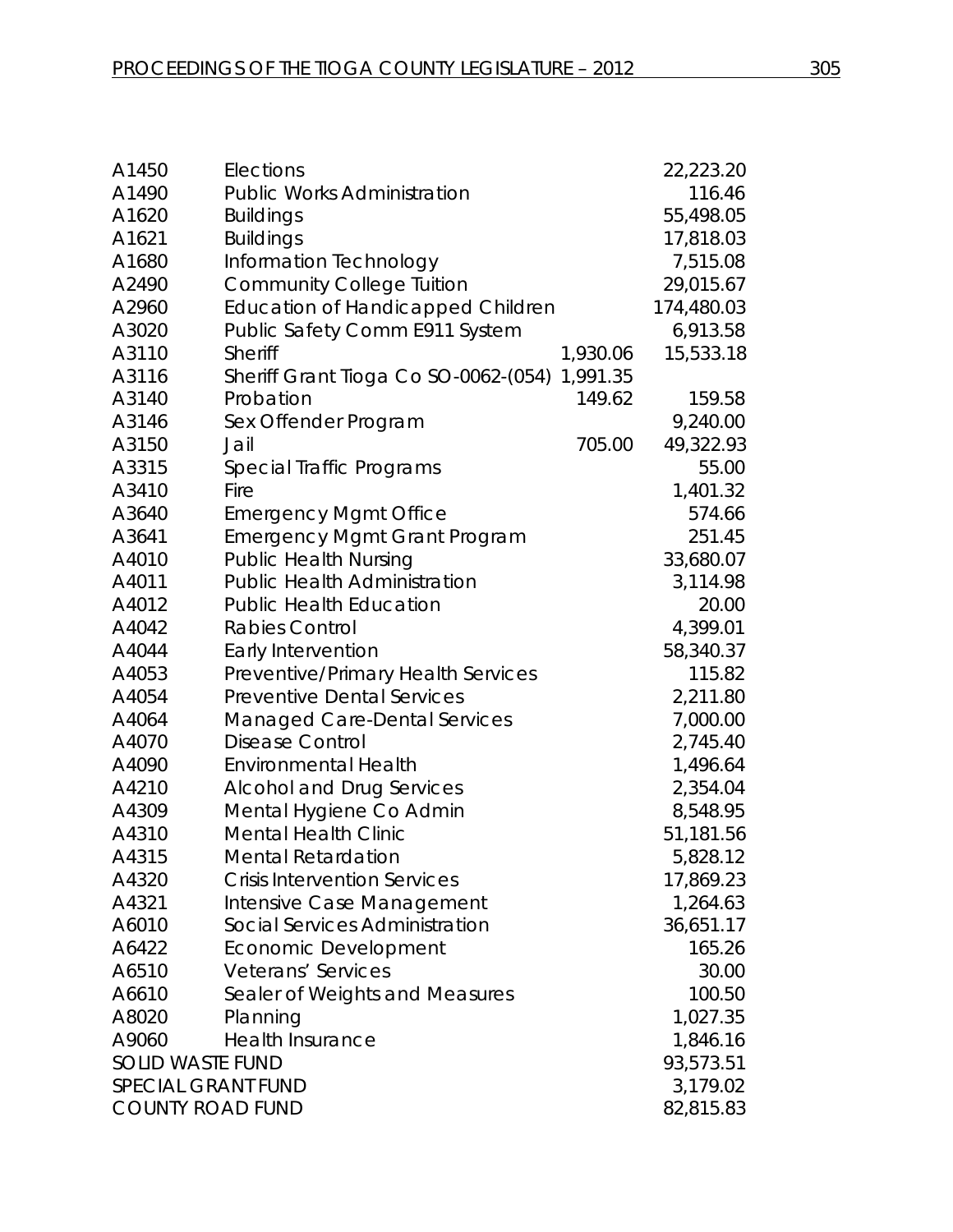| | | | |
|---|---|---|---|
| A1450 | Elections | | 22,223.20 |
| A1490 | Public Works Administration | | 116.46 |
| A1620 | Buildings | | 55,498.05 |
| A1621 | Buildings | | 17,818.03 |
| A1680 | Information Technology | | 7,515.08 |
| A2490 | Community College Tuition | | 29,015.67 |
| A2960 | Education of Handicapped Children | | 174,480.03 |
| A3020 | Public Safety Comm E911 System | | 6,913.58 |
| A3110 | Sheriff | 1,930.06 | 15,533.18 |
| A3116 | Sheriff Grant Tioga Co SO-0062-(054) | 1,991.35 | |
| A3140 | Probation | 149.62 | 159.58 |
| A3146 | Sex Offender Program | | 9,240.00 |
| A3150 | Jail | 705.00 | 49,322.93 |
| A3315 | Special Traffic Programs | | 55.00 |
| A3410 | Fire | | 1,401.32 |
| A3640 | Emergency Mgmt Office | | 574.66 |
| A3641 | Emergency Mgmt Grant Program | | 251.45 |
| A4010 | Public Health Nursing | | 33,680.07 |
| A4011 | Public Health Administration | | 3,114.98 |
| A4012 | Public Health Education | | 20.00 |
| A4042 | Rabies Control | | 4,399.01 |
| A4044 | Early Intervention | | 58,340.37 |
| A4053 | Preventive/Primary Health Services | | 115.82 |
| A4054 | Preventive Dental Services | | 2,211.80 |
| A4064 | Managed Care-Dental Services | | 7,000.00 |
| A4070 | Disease Control | | 2,745.40 |
| A4090 | Environmental Health | | 1,496.64 |
| A4210 | Alcohol and Drug Services | | 2,354.04 |
| A4309 | Mental Hygiene Co Admin | | 8,548.95 |
| A4310 | Mental Health Clinic | | 51,181.56 |
| A4315 | Mental Retardation | | 5,828.12 |
| A4320 | Crisis Intervention Services | | 17,869.23 |
| A4321 | Intensive Case Management | | 1,264.63 |
| A6010 | Social Services Administration | | 36,651.17 |
| A6422 | Economic Development | | 165.26 |
| A6510 | Veterans' Services | | 30.00 |
| A6610 | Sealer of Weights and Measures | | 100.50 |
| A8020 | Planning | | 1,027.35 |
| A9060 | Health Insurance | | 1,846.16 |
| SOLID WASTE FUND | | | 93,573.51 |
| SPECIAL GRANT FUND | | | 3,179.02 |
| COUNTY ROAD FUND | | | 82,815.83 |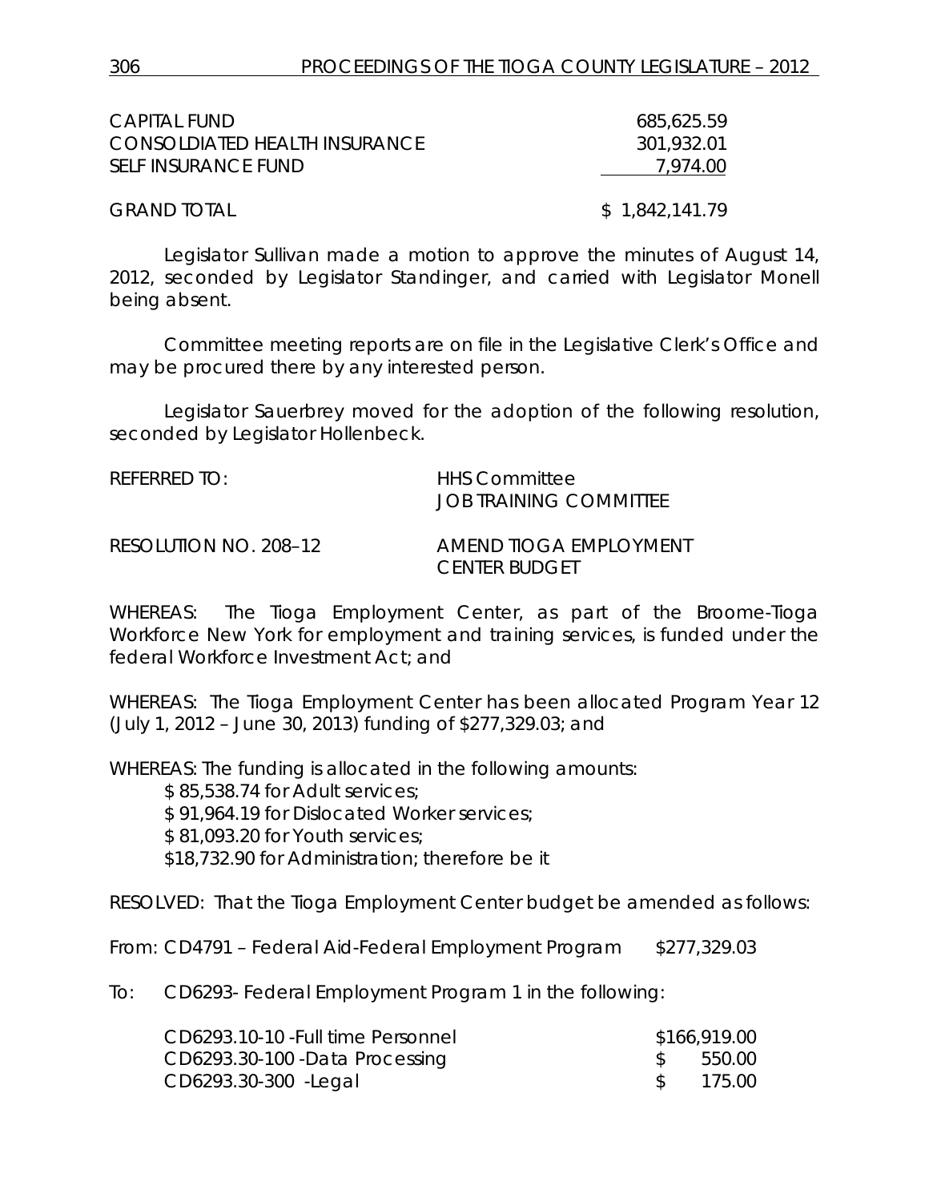| | |
|---|---|
| CAPITAL FUND | 685,625.59 |
| CONSOLDIATED HEALTH INSURANCE | 301,932.01 |
| SELF INSURANCE FUND | 7,974.00 |
| GRAND TOTAL | $ 1,842,141.79 |

Legislator Sullivan made a motion to approve the minutes of August 14, 2012, seconded by Legislator Standinger, and carried with Legislator Monell being absent.

Committee meeting reports are on file in the Legislative Clerk's Office and may be procured there by any interested person.

Legislator Sauerbrey moved for the adoption of the following resolution, seconded by Legislator Hollenbeck.

REFERRED TO: HHS Committee
JOB TRAINING COMMITTEE

RESOLUTION NO. 208–12 AMEND TIOGA EMPLOYMENT CENTER BUDGET

WHEREAS: The Tioga Employment Center, as part of the Broome-Tioga Workforce New York for employment and training services, is funded under the federal Workforce Investment Act; and

WHEREAS: The Tioga Employment Center has been allocated Program Year 12 (July 1, 2012 – June 30, 2013) funding of $277,329.03; and

WHEREAS: The funding is allocated in the following amounts:

$ 85,538.74 for Adult services;
$ 91,964.19 for Dislocated Worker services;
$ 81,093.20 for Youth services;
$18,732.90 for Administration; therefore be it

RESOLVED: That the Tioga Employment Center budget be amended as follows:

From: CD4791 – Federal Aid-Federal Employment Program $277,329.03

To: CD6293- Federal Employment Program 1 in the following:

| | |
|---|---|
| CD6293.10-10 -Full time Personnel | $166,919.00 |
| CD6293.30-100 -Data Processing | $ 550.00 |
| CD6293.30-300 -Legal | $ 175.00 |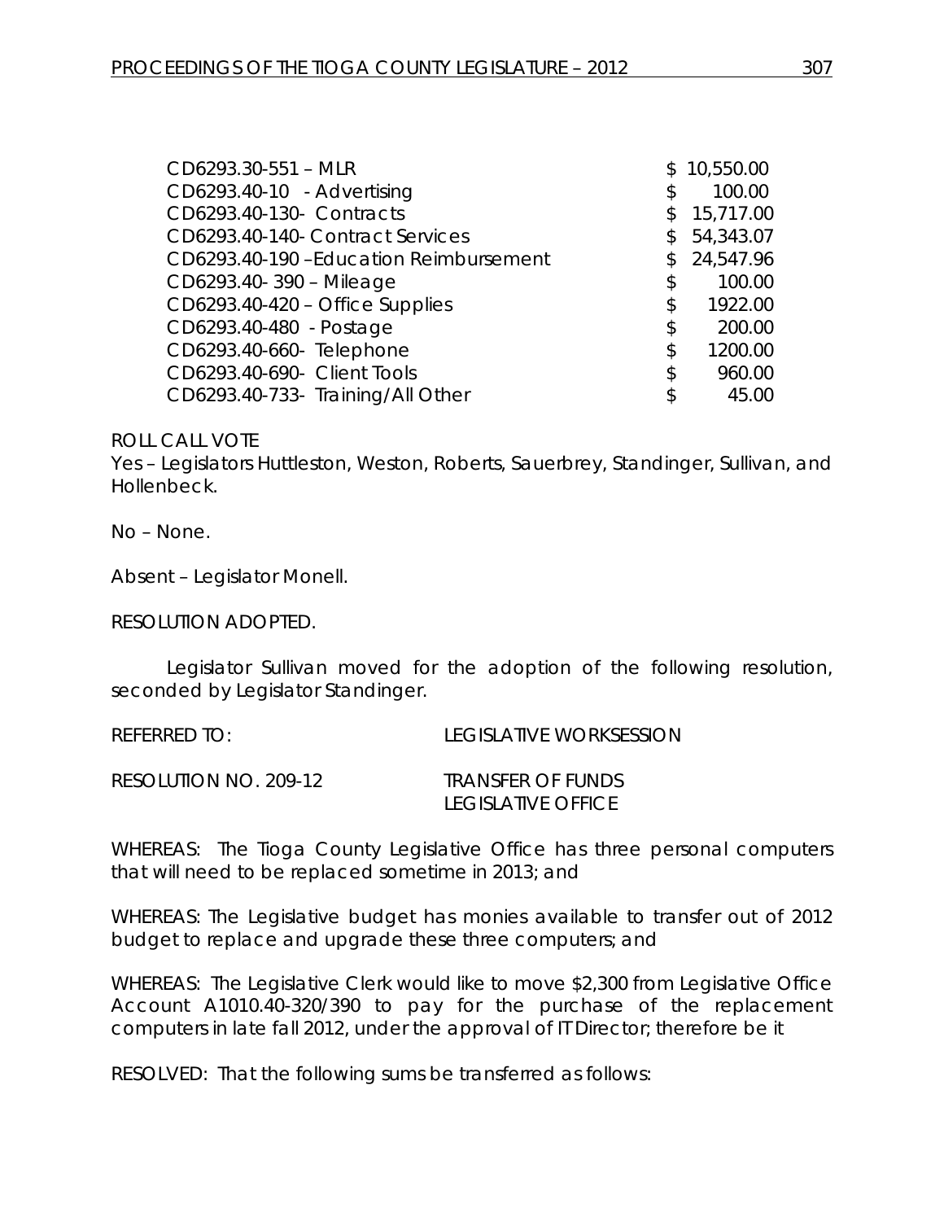| | |
|---|---|
| CD6293.30-551 – MLR | $ 10,550.00 |
| CD6293.40-10 - Advertising | $ 100.00 |
| CD6293.40-130- Contracts | $ 15,717.00 |
| CD6293.40-140- Contract Services | $ 54,343.07 |
| CD6293.40-190 –Education Reimbursement | $ 24,547.96 |
| CD6293.40- 390 – Mileage | $ 100.00 |
| CD6293.40-420 – Office Supplies | $ 1922.00 |
| CD6293.40-480 - Postage | $ 200.00 |
| CD6293.40-660- Telephone | $ 1200.00 |
| CD6293.40-690- Client Tools | $ 960.00 |
| CD6293.40-733- Training/All Other | $ 45.00 |

ROLL CALL VOTE
Yes – Legislators Huttleston, Weston, Roberts, Sauerbrey, Standinger, Sullivan, and Hollenbeck.

No – None.

Absent – Legislator Monell.

RESOLUTION ADOPTED.

Legislator Sullivan moved for the adoption of the following resolution, seconded by Legislator Standinger.

REFERRED TO: LEGISLATIVE WORKSESSION

RESOLUTION NO. 209-12 TRANSFER OF FUNDS
LEGISLATIVE OFFICE

WHEREAS: The Tioga County Legislative Office has three personal computers that will need to be replaced sometime in 2013; and

WHEREAS: The Legislative budget has monies available to transfer out of 2012 budget to replace and upgrade these three computers; and

WHEREAS: The Legislative Clerk would like to move $2,300 from Legislative Office Account A1010.40-320/390 to pay for the purchase of the replacement computers in late fall 2012, under the approval of IT Director; therefore be it

RESOLVED: That the following sums be transferred as follows: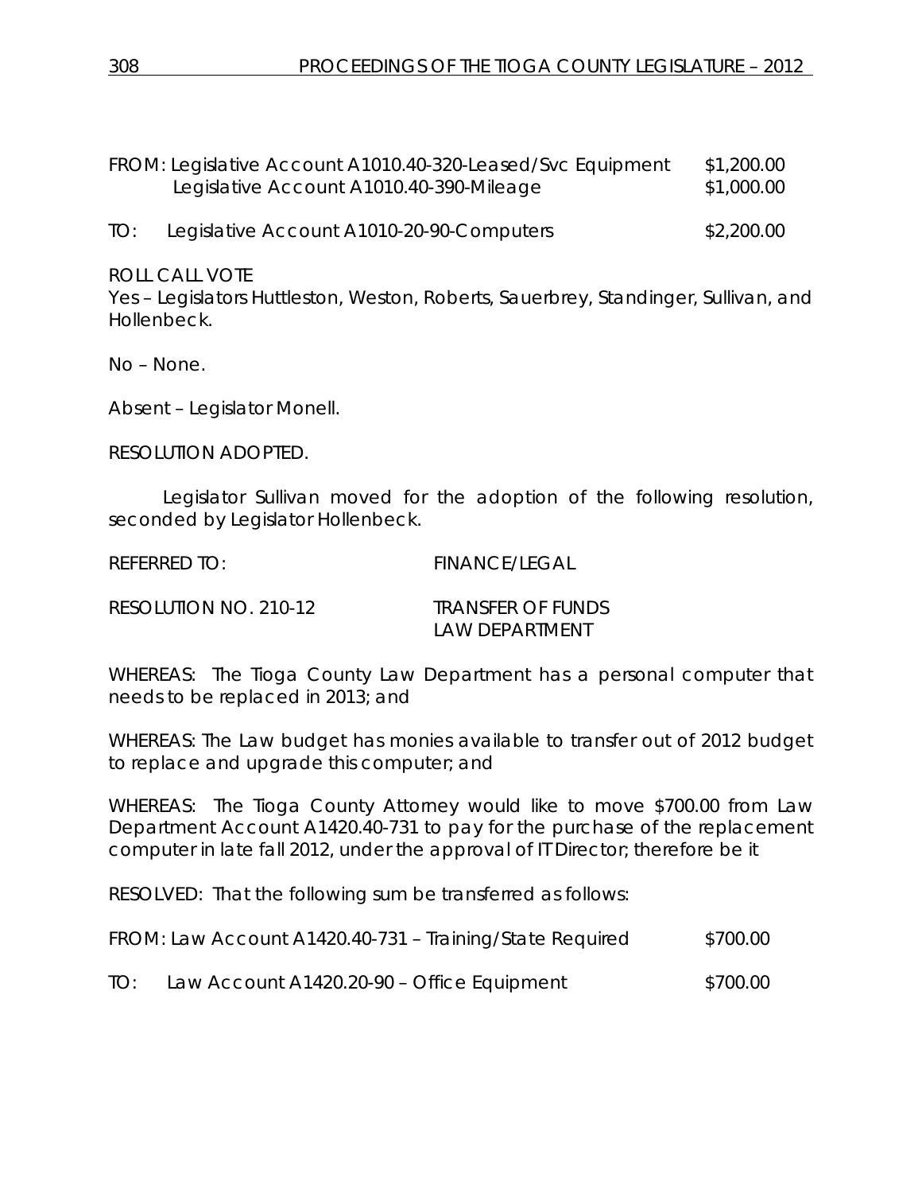FROM: Legislative Account A1010.40-320-Leased/Svc Equipment $1,200.00
Legislative Account A1010.40-390-Mileage $1,000.00

TO: Legislative Account A1010-20-90-Computers $2,200.00

ROLL CALL VOTE
Yes – Legislators Huttleston, Weston, Roberts, Sauerbrey, Standinger, Sullivan, and Hollenbeck.

No – None.

Absent – Legislator Monell.

RESOLUTION ADOPTED.

Legislator Sullivan moved for the adoption of the following resolution, seconded by Legislator Hollenbeck.

REFERRED TO: FINANCE/LEGAL

RESOLUTION NO. 210-12 TRANSFER OF FUNDS
LAW DEPARTMENT

WHEREAS: The Tioga County Law Department has a personal computer that needs to be replaced in 2013; and

WHEREAS: The Law budget has monies available to transfer out of 2012 budget to replace and upgrade this computer; and

WHEREAS: The Tioga County Attorney would like to move $700.00 from Law Department Account A1420.40-731 to pay for the purchase of the replacement computer in late fall 2012, under the approval of IT Director; therefore be it

RESOLVED: That the following sum be transferred as follows:

FROM: Law Account A1420.40-731 – Training/State Required $700.00

TO: Law Account A1420.20-90 – Office Equipment $700.00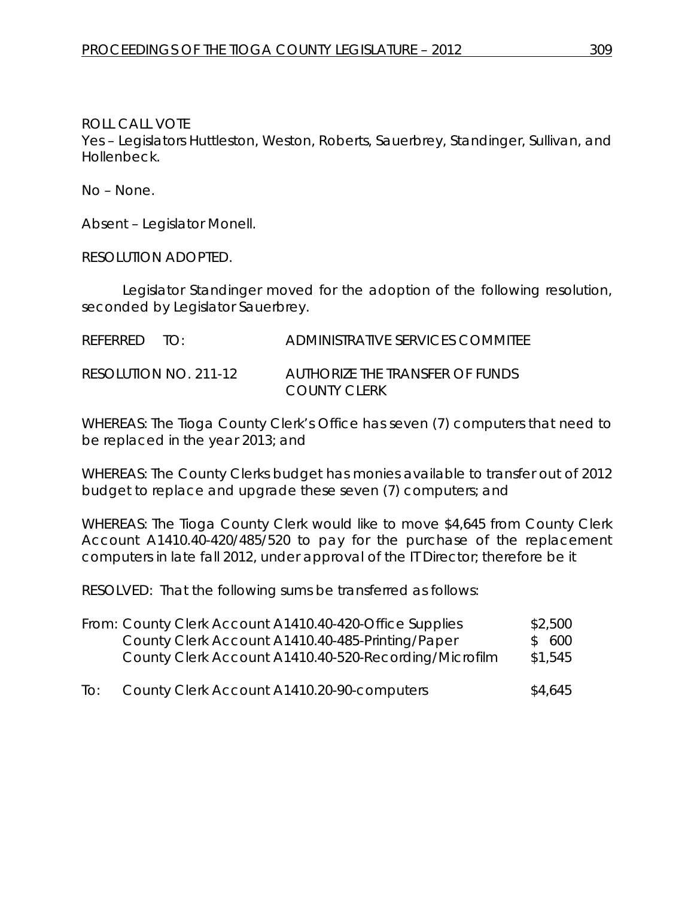ROLL CALL VOTE
Yes – Legislators Huttleston, Weston, Roberts, Sauerbrey, Standinger, Sullivan, and Hollenbeck.

No – None.

Absent – Legislator Monell.

RESOLUTION ADOPTED.

Legislator Standinger moved for the adoption of the following resolution, seconded by Legislator Sauerbrey.

REFERRED TO: ADMINISTRATIVE SERVICES COMMITEE

RESOLUTION NO. 211-12 AUTHORIZE THE TRANSFER OF FUNDS COUNTY CLERK

WHEREAS: The Tioga County Clerk's Office has seven (7) computers that need to be replaced in the year 2013; and

WHEREAS: The County Clerks budget has monies available to transfer out of 2012 budget to replace and upgrade these seven (7) computers; and

WHEREAS: The Tioga County Clerk would like to move $4,645 from County Clerk Account A1410.40-420/485/520 to pay for the purchase of the replacement computers in late fall 2012, under approval of the IT Director; therefore be it

RESOLVED: That the following sums be transferred as follows:

| | | |
|---|---|---|
| From: | County Clerk Account A1410.40-420-Office Supplies | $2,500 |
| | County Clerk Account A1410.40-485-Printing/Paper | $ 600 |
| | County Clerk Account A1410.40-520-Recording/Microfilm | $1,545 |
| To: | County Clerk Account A1410.20-90-computers | $4,645 |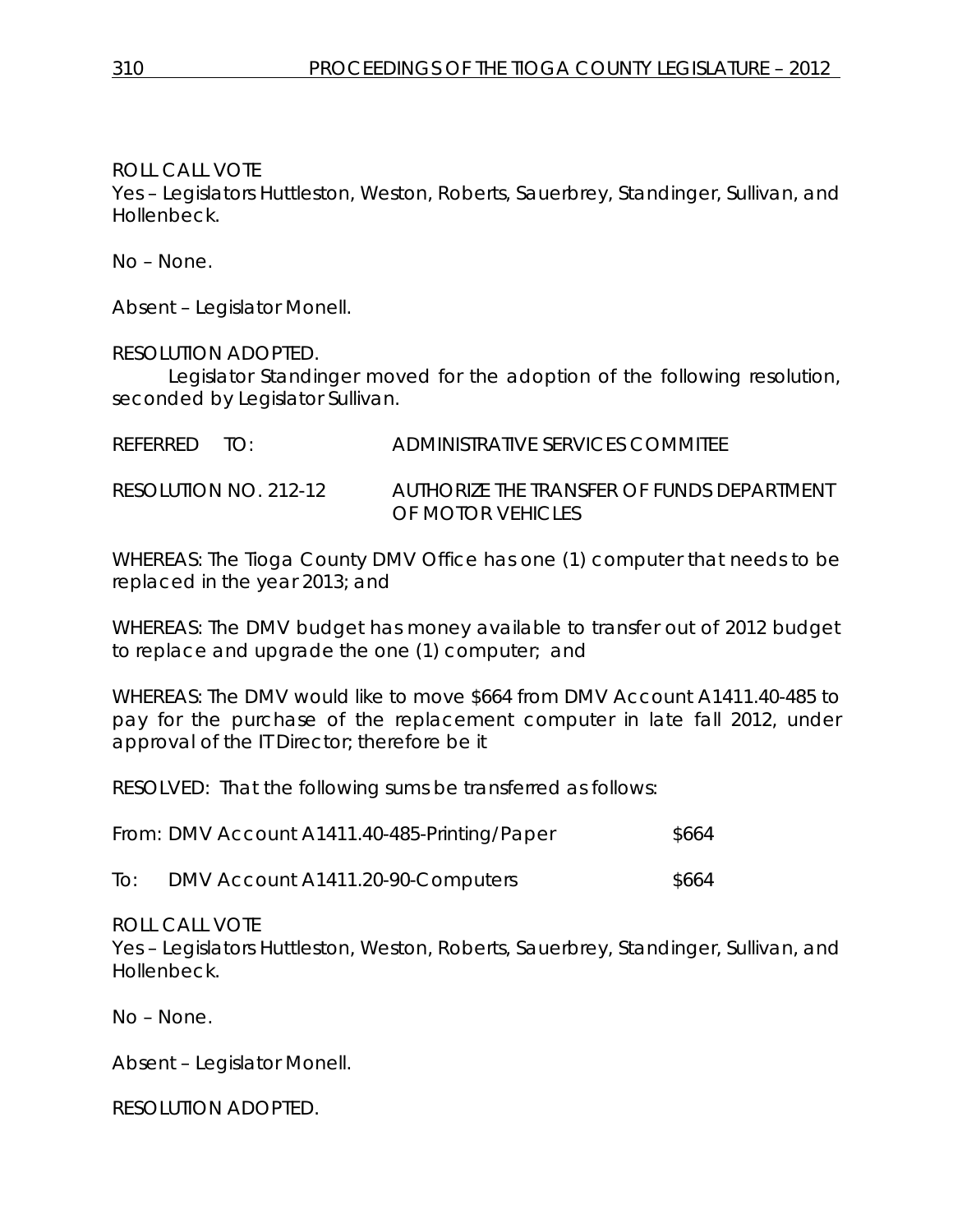ROLL CALL VOTE
Yes – Legislators Huttleston, Weston, Roberts, Sauerbrey, Standinger, Sullivan, and Hollenbeck.

No – None.

Absent – Legislator Monell.

RESOLUTION ADOPTED.

Legislator Standinger moved for the adoption of the following resolution, seconded by Legislator Sullivan.

REFERRED TO: ADMINISTRATIVE SERVICES COMMITEE

RESOLUTION NO. 212-12 AUTHORIZE THE TRANSFER OF FUNDS DEPARTMENT OF MOTOR VEHICLES

WHEREAS: The Tioga County DMV Office has one (1) computer that needs to be replaced in the year 2013; and

WHEREAS: The DMV budget has money available to transfer out of 2012 budget to replace and upgrade the one (1) computer; and

WHEREAS: The DMV would like to move $664 from DMV Account A1411.40-485 to pay for the purchase of the replacement computer in late fall 2012, under approval of the IT Director; therefore be it

RESOLVED: That the following sums be transferred as follows:

From: DMV Account A1411.40-485-Printing/Paper $664

To: DMV Account A1411.20-90-Computers $664

ROLL CALL VOTE
Yes – Legislators Huttleston, Weston, Roberts, Sauerbrey, Standinger, Sullivan, and Hollenbeck.

No – None.

Absent – Legislator Monell.

RESOLUTION ADOPTED.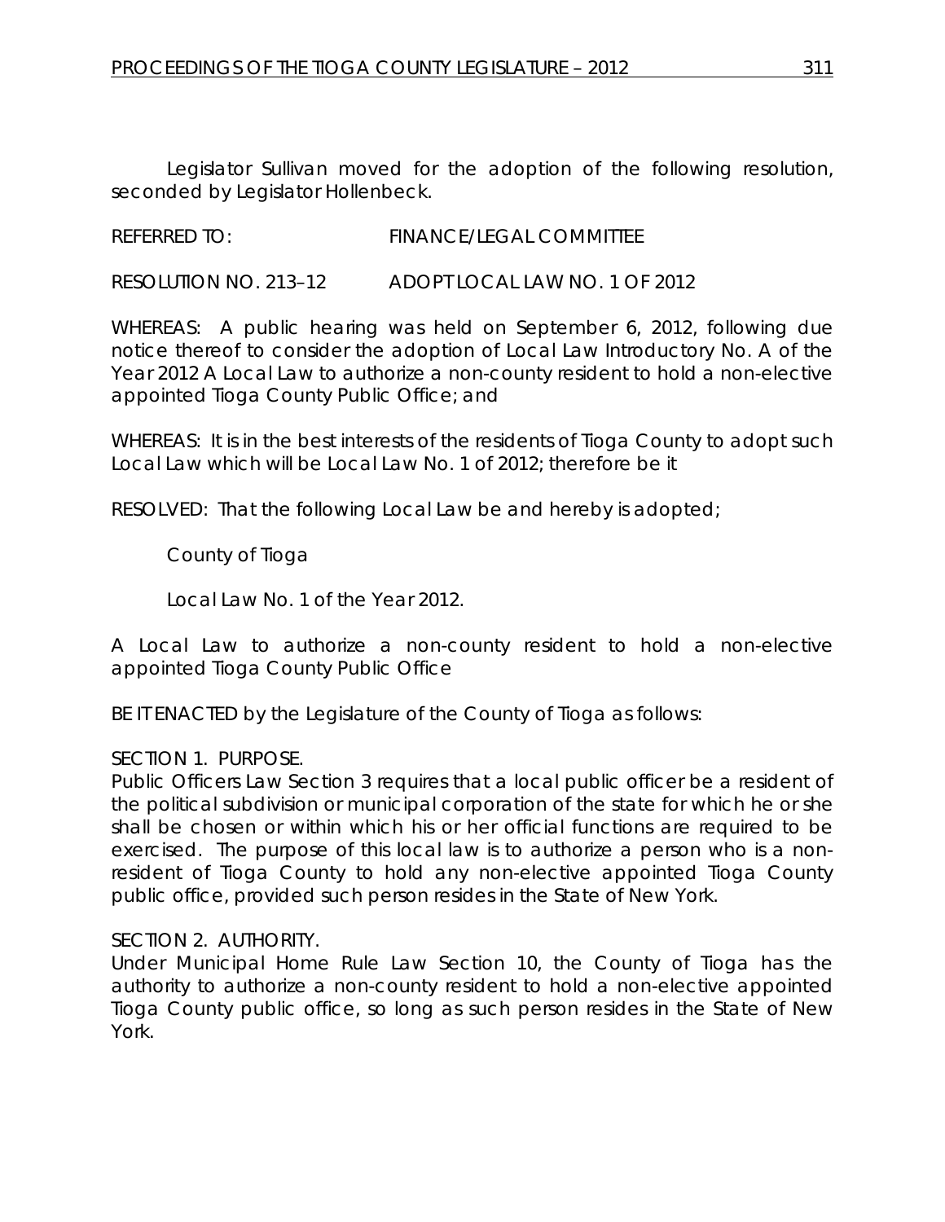Legislator Sullivan moved for the adoption of the following resolution, seconded by Legislator Hollenbeck.

REFERRED TO: FINANCE/LEGAL COMMITTEE

RESOLUTION NO. 213–12 ADOPT LOCAL LAW NO. 1 OF 2012

WHEREAS: A public hearing was held on September 6, 2012, following due notice thereof to consider the adoption of Local Law Introductory No. A of the Year 2012 A Local Law to authorize a non-county resident to hold a non-elective appointed Tioga County Public Office; and

WHEREAS: It is in the best interests of the residents of Tioga County to adopt such Local Law which will be Local Law No. 1 of 2012; therefore be it

RESOLVED: That the following Local Law be and hereby is adopted;

County of Tioga

Local Law No. 1 of the Year 2012.

A Local Law to authorize a non-county resident to hold a non-elective appointed Tioga County Public Office

BE IT ENACTED by the Legislature of the County of Tioga as follows:

SECTION 1. PURPOSE.
Public Officers Law Section 3 requires that a local public officer be a resident of the political subdivision or municipal corporation of the state for which he or she shall be chosen or within which his or her official functions are required to be exercised. The purpose of this local law is to authorize a person who is a non-resident of Tioga County to hold any non-elective appointed Tioga County public office, provided such person resides in the State of New York.

SECTION 2. AUTHORITY.
Under Municipal Home Rule Law Section 10, the County of Tioga has the authority to authorize a non-county resident to hold a non-elective appointed Tioga County public office, so long as such person resides in the State of New York.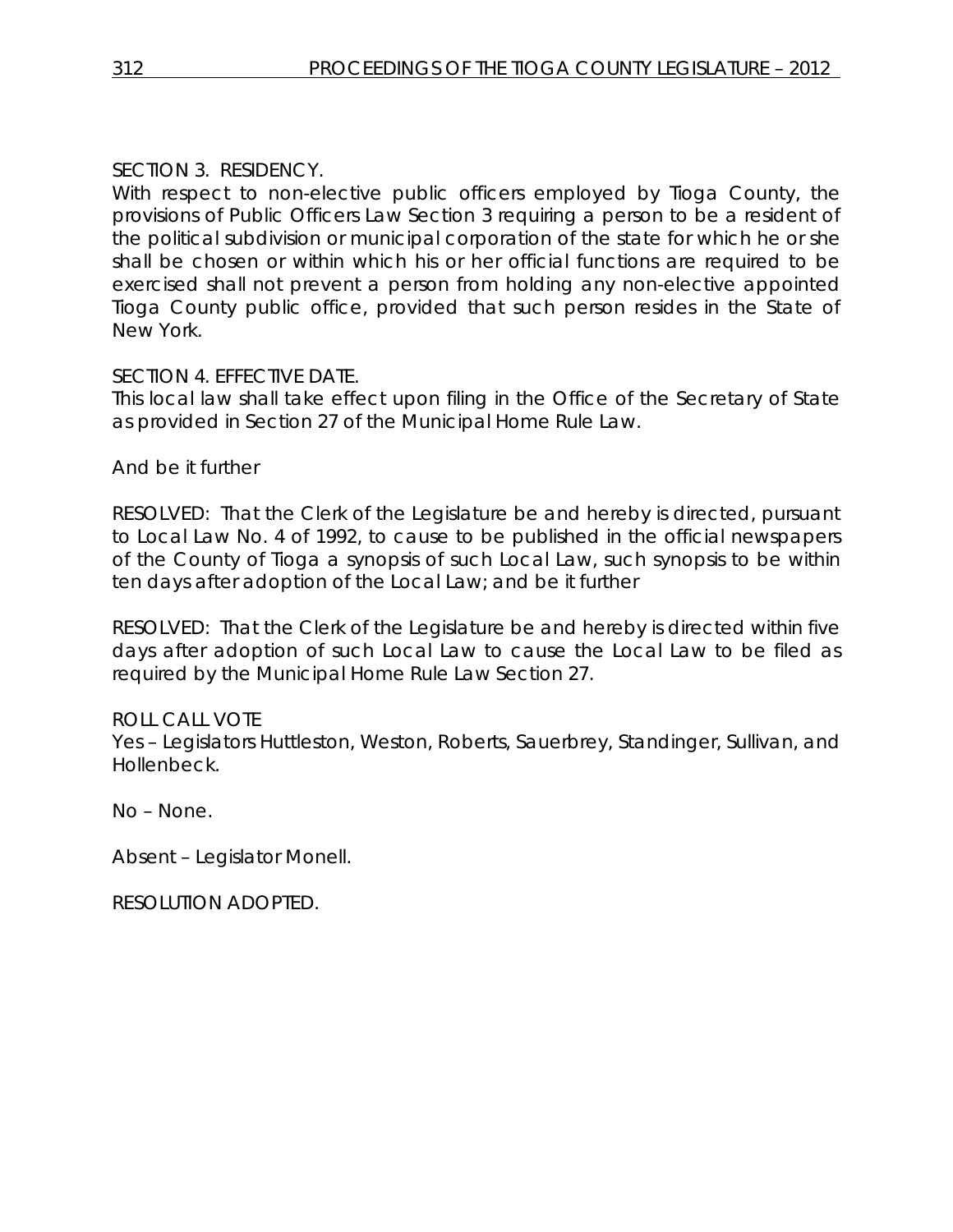SECTION 3. RESIDENCY.

With respect to non-elective public officers employed by Tioga County, the provisions of Public Officers Law Section 3 requiring a person to be a resident of the political subdivision or municipal corporation of the state for which he or she shall be chosen or within which his or her official functions are required to be exercised shall not prevent a person from holding any non-elective appointed Tioga County public office, provided that such person resides in the State of New York.

SECTION 4. EFFECTIVE DATE.

This local law shall take effect upon filing in the Office of the Secretary of State as provided in Section 27 of the Municipal Home Rule Law.

And be it further

RESOLVED: That the Clerk of the Legislature be and hereby is directed, pursuant to Local Law No. 4 of 1992, to cause to be published in the official newspapers of the County of Tioga a synopsis of such Local Law, such synopsis to be within ten days after adoption of the Local Law; and be it further

RESOLVED: That the Clerk of the Legislature be and hereby is directed within five days after adoption of such Local Law to cause the Local Law to be filed as required by the Municipal Home Rule Law Section 27.

ROLL CALL VOTE

Yes – Legislators Huttleston, Weston, Roberts, Sauerbrey, Standinger, Sullivan, and Hollenbeck.

No – None.

Absent – Legislator Monell.

RESOLUTION ADOPTED.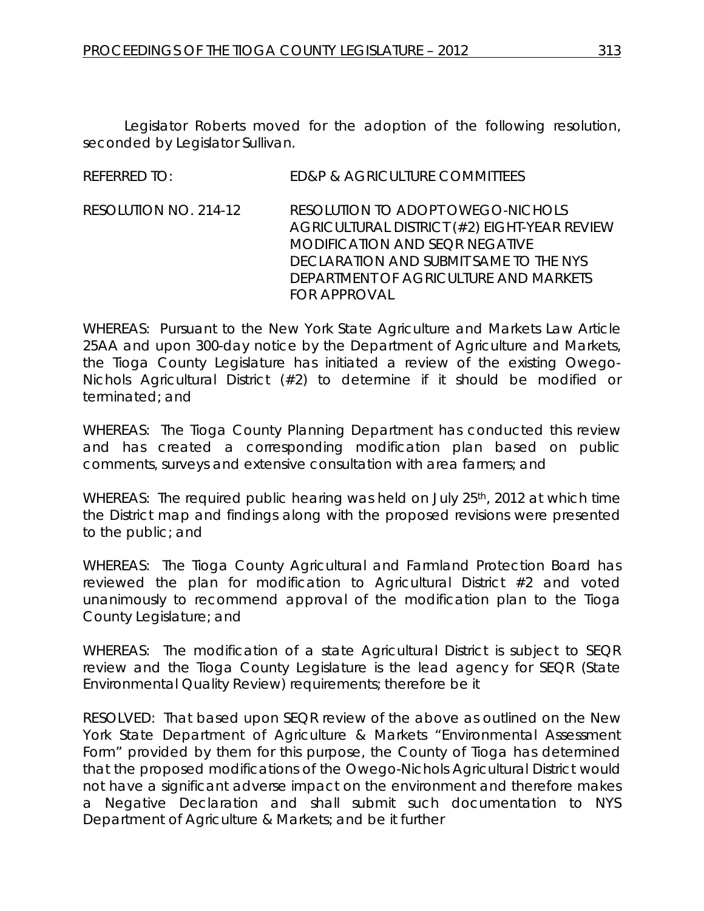Legislator Roberts moved for the adoption of the following resolution, seconded by Legislator Sullivan.

REFERRED TO: ED&P & AGRICULTURE COMMITTEES

RESOLUTION NO. 214-12 RESOLUTION TO ADOPT OWEGO-NICHOLS AGRICULTURAL DISTRICT (#2) EIGHT-YEAR REVIEW MODIFICATION AND SEQR NEGATIVE DECLARATION AND SUBMIT SAME TO THE NYS DEPARTMENT OF AGRICULTURE AND MARKETS FOR APPROVAL

WHEREAS: Pursuant to the New York State Agriculture and Markets Law Article 25AA and upon 300-day notice by the Department of Agriculture and Markets, the Tioga County Legislature has initiated a review of the existing Owego-Nichols Agricultural District (#2) to determine if it should be modified or terminated; and

WHEREAS: The Tioga County Planning Department has conducted this review and has created a corresponding modification plan based on public comments, surveys and extensive consultation with area farmers; and

WHEREAS: The required public hearing was held on July 25th, 2012 at which time the District map and findings along with the proposed revisions were presented to the public; and

WHEREAS: The Tioga County Agricultural and Farmland Protection Board has reviewed the plan for modification to Agricultural District #2 and voted unanimously to recommend approval of the modification plan to the Tioga County Legislature; and

WHEREAS: The modification of a state Agricultural District is subject to SEQR review and the Tioga County Legislature is the lead agency for SEQR (State Environmental Quality Review) requirements; therefore be it

RESOLVED: That based upon SEQR review of the above as outlined on the New York State Department of Agriculture & Markets "Environmental Assessment Form" provided by them for this purpose, the County of Tioga has determined that the proposed modifications of the Owego-Nichols Agricultural District would not have a significant adverse impact on the environment and therefore makes a Negative Declaration and shall submit such documentation to NYS Department of Agriculture & Markets; and be it further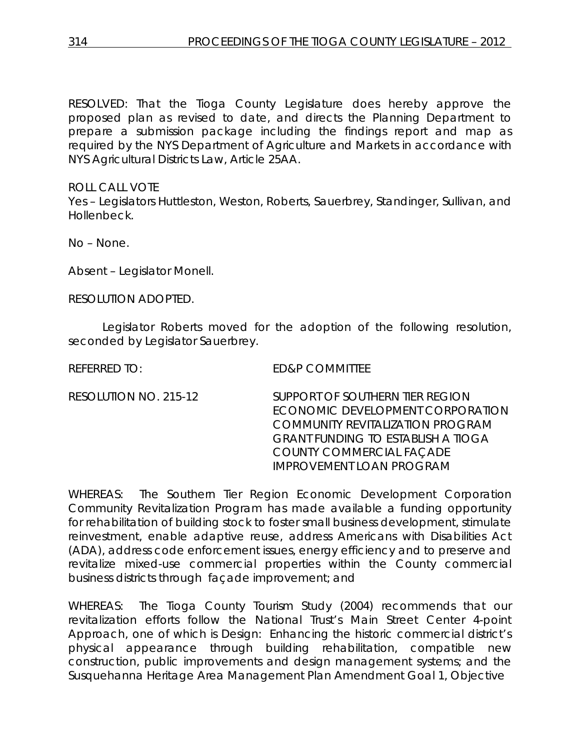RESOLVED: That the Tioga County Legislature does hereby approve the proposed plan as revised to date, and directs the Planning Department to prepare a submission package including the findings report and map as required by the NYS Department of Agriculture and Markets in accordance with NYS Agricultural Districts Law, Article 25AA.

ROLL CALL VOTE
Yes – Legislators Huttleston, Weston, Roberts, Sauerbrey, Standinger, Sullivan, and Hollenbeck.

No – None.

Absent – Legislator Monell.

RESOLUTION ADOPTED.

Legislator Roberts moved for the adoption of the following resolution, seconded by Legislator Sauerbrey.

REFERRED TO: ED&P COMMITTEE

RESOLUTION NO. 215-12 SUPPORT OF SOUTHERN TIER REGION ECONOMIC DEVELOPMENT CORPORATION COMMUNITY REVITALIZATION PROGRAM GRANT FUNDING TO ESTABLISH A TIOGA COUNTY COMMERCIAL FAÇADE IMPROVEMENT LOAN PROGRAM

WHEREAS: The Southern Tier Region Economic Development Corporation Community Revitalization Program has made available a funding opportunity for rehabilitation of building stock to foster small business development, stimulate reinvestment, enable adaptive reuse, address Americans with Disabilities Act (ADA), address code enforcement issues, energy efficiency and to preserve and revitalize mixed-use commercial properties within the County commercial business districts through façade improvement; and

WHEREAS: The Tioga County Tourism Study (2004) recommends that our revitalization efforts follow the National Trust's Main Street Center 4-point Approach, one of which is Design: Enhancing the historic commercial district's physical appearance through building rehabilitation, compatible new construction, public improvements and design management systems; and the Susquehanna Heritage Area Management Plan Amendment Goal 1, Objective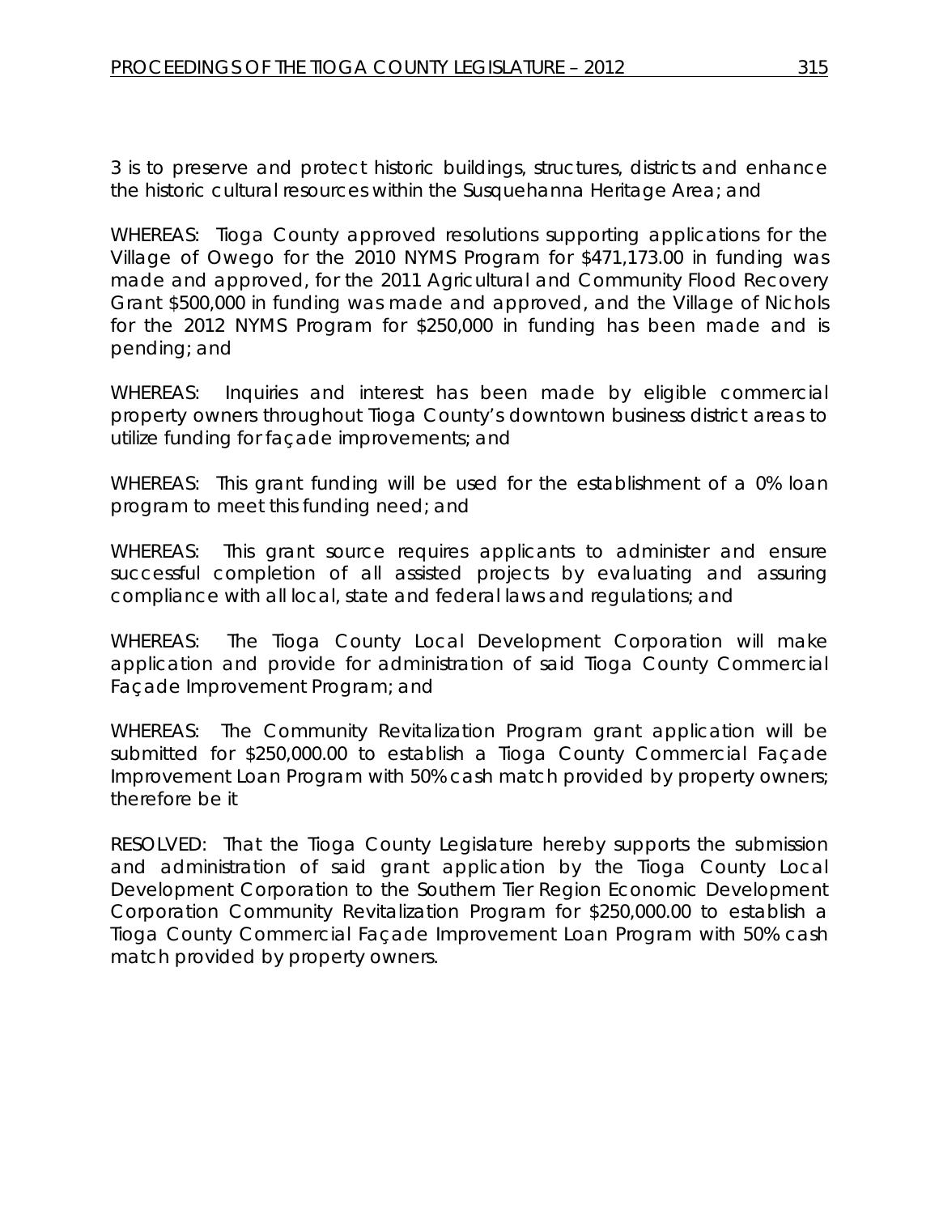3 is to preserve and protect historic buildings, structures, districts and enhance the historic cultural resources within the Susquehanna Heritage Area; and

WHEREAS: Tioga County approved resolutions supporting applications for the Village of Owego for the 2010 NYMS Program for $471,173.00 in funding was made and approved, for the 2011 Agricultural and Community Flood Recovery Grant $500,000 in funding was made and approved, and the Village of Nichols for the 2012 NYMS Program for $250,000 in funding has been made and is pending; and

WHEREAS: Inquiries and interest has been made by eligible commercial property owners throughout Tioga County's downtown business district areas to utilize funding for façade improvements; and

WHEREAS: This grant funding will be used for the establishment of a 0% loan program to meet this funding need; and

WHEREAS: This grant source requires applicants to administer and ensure successful completion of all assisted projects by evaluating and assuring compliance with all local, state and federal laws and regulations; and

WHEREAS: The Tioga County Local Development Corporation will make application and provide for administration of said Tioga County Commercial Façade Improvement Program; and

WHEREAS: The Community Revitalization Program grant application will be submitted for $250,000.00 to establish a Tioga County Commercial Façade Improvement Loan Program with 50% cash match provided by property owners; therefore be it

RESOLVED: That the Tioga County Legislature hereby supports the submission and administration of said grant application by the Tioga County Local Development Corporation to the Southern Tier Region Economic Development Corporation Community Revitalization Program for $250,000.00 to establish a Tioga County Commercial Façade Improvement Loan Program with 50% cash match provided by property owners.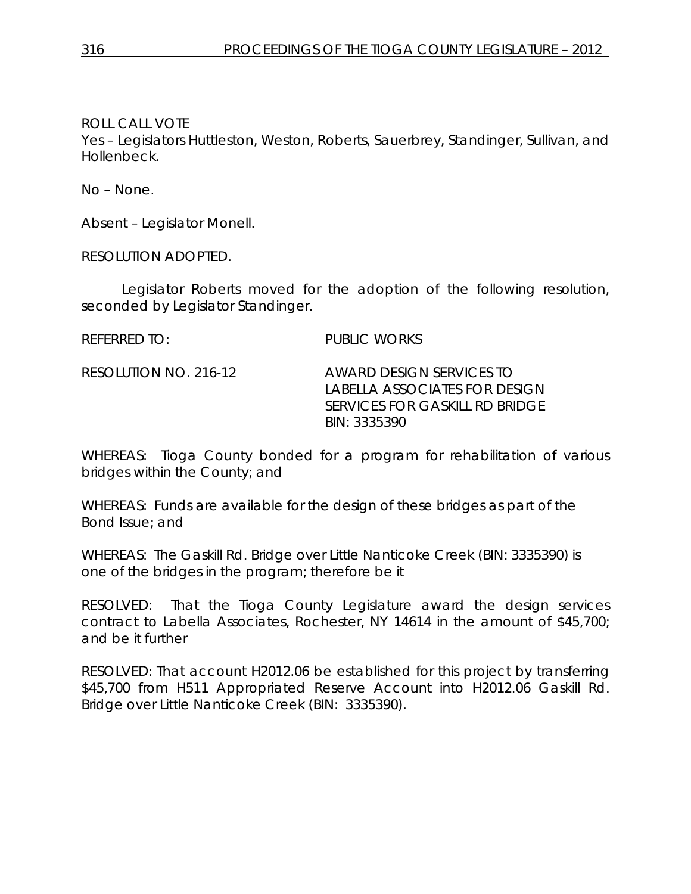ROLL CALL VOTE
Yes – Legislators Huttleston, Weston, Roberts, Sauerbrey, Standinger, Sullivan, and Hollenbeck.

No – None.

Absent – Legislator Monell.

RESOLUTION ADOPTED.

Legislator Roberts moved for the adoption of the following resolution, seconded by Legislator Standinger.

REFERRED TO: PUBLIC WORKS

RESOLUTION NO. 216-12 AWARD DESIGN SERVICES TO LABELLA ASSOCIATES FOR DESIGN SERVICES FOR GASKILL RD BRIDGE BIN: 3335390

WHEREAS: Tioga County bonded for a program for rehabilitation of various bridges within the County; and

WHEREAS: Funds are available for the design of these bridges as part of the Bond Issue; and

WHEREAS: The Gaskill Rd. Bridge over Little Nanticoke Creek (BIN: 3335390) is one of the bridges in the program; therefore be it

RESOLVED: That the Tioga County Legislature award the design services contract to Labella Associates, Rochester, NY 14614 in the amount of $45,700; and be it further

RESOLVED: That account H2012.06 be established for this project by transferring $45,700 from H511 Appropriated Reserve Account into H2012.06 Gaskill Rd. Bridge over Little Nanticoke Creek (BIN: 3335390).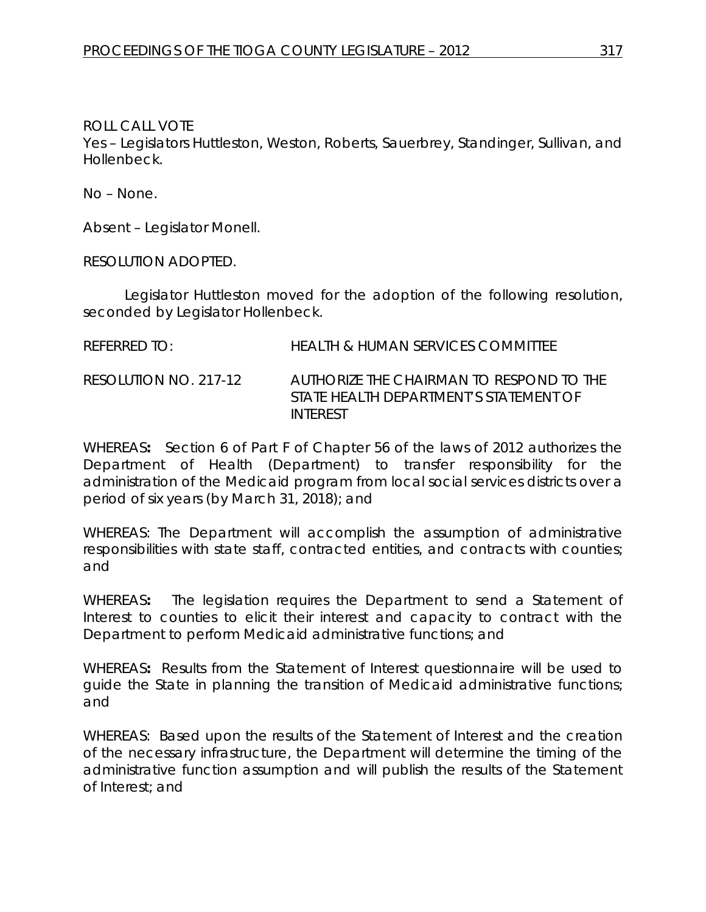ROLL CALL VOTE
Yes – Legislators Huttleston, Weston, Roberts, Sauerbrey, Standinger, Sullivan, and Hollenbeck.

No – None.

Absent – Legislator Monell.

RESOLUTION ADOPTED.

Legislator Huttleston moved for the adoption of the following resolution, seconded by Legislator Hollenbeck.

REFERRED TO: HEALTH & HUMAN SERVICES COMMITTEE

RESOLUTION NO. 217-12 AUTHORIZE THE CHAIRMAN TO RESPOND TO THE STATE HEALTH DEPARTMENT'S STATEMENT OF INTEREST

WHEREAS**:** Section 6 of Part F of Chapter 56 of the laws of 2012 authorizes the Department of Health (Department) to transfer responsibility for the administration of the Medicaid program from local social services districts over a period of six years (by March 31, 2018); and

WHEREAS: The Department will accomplish the assumption of administrative responsibilities with state staff, contracted entities, and contracts with counties; and

WHEREAS**:** The legislation requires the Department to send a Statement of Interest to counties to elicit their interest and capacity to contract with the Department to perform Medicaid administrative functions; and

WHEREAS**:** Results from the Statement of Interest questionnaire will be used to guide the State in planning the transition of Medicaid administrative functions; and

WHEREAS: Based upon the results of the Statement of Interest and the creation of the necessary infrastructure, the Department will determine the timing of the administrative function assumption and will publish the results of the Statement of Interest; and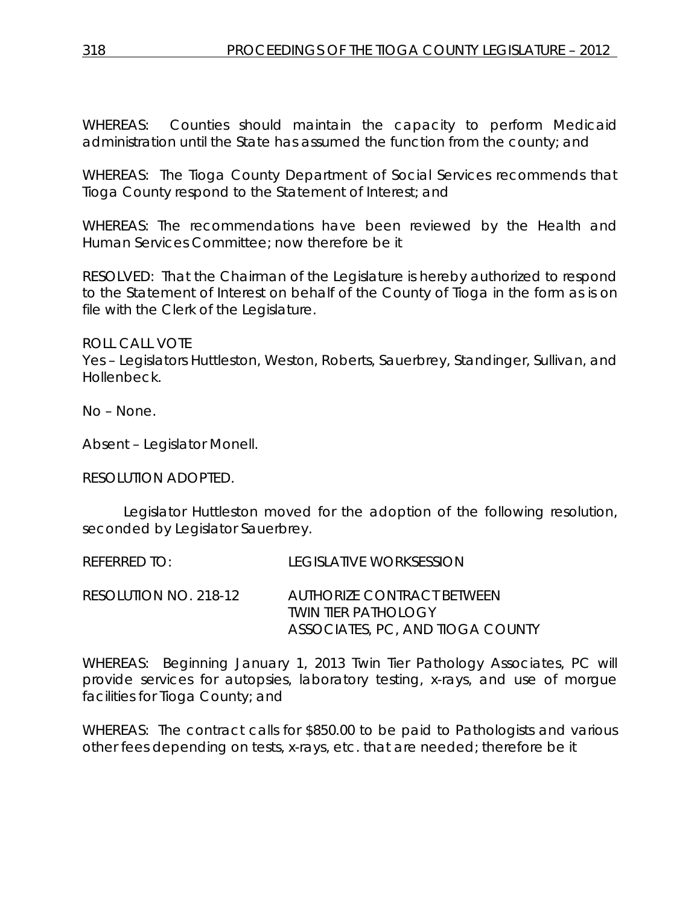WHEREAS: Counties should maintain the capacity to perform Medicaid administration until the State has assumed the function from the county; and

WHEREAS: The Tioga County Department of Social Services recommends that Tioga County respond to the Statement of Interest; and

WHEREAS: The recommendations have been reviewed by the Health and Human Services Committee; now therefore be it

RESOLVED: That the Chairman of the Legislature is hereby authorized to respond to the Statement of Interest on behalf of the County of Tioga in the form as is on file with the Clerk of the Legislature.

ROLL CALL VOTE
Yes – Legislators Huttleston, Weston, Roberts, Sauerbrey, Standinger, Sullivan, and Hollenbeck.

No – None.

Absent – Legislator Monell.

RESOLUTION ADOPTED.

Legislator Huttleston moved for the adoption of the following resolution, seconded by Legislator Sauerbrey.

REFERRED TO: LEGISLATIVE WORKSESSION

RESOLUTION NO. 218-12 AUTHORIZE CONTRACT BETWEEN TWIN TIER PATHOLOGY ASSOCIATES, PC, AND TIOGA COUNTY

WHEREAS: Beginning January 1, 2013 Twin Tier Pathology Associates, PC will provide services for autopsies, laboratory testing, x-rays, and use of morgue facilities for Tioga County; and

WHEREAS: The contract calls for $850.00 to be paid to Pathologists and various other fees depending on tests, x-rays, etc. that are needed; therefore be it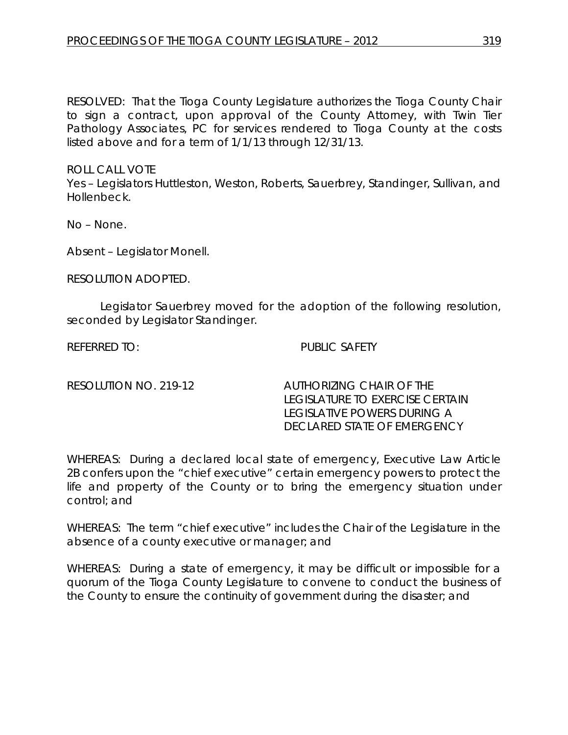RESOLVED: That the Tioga County Legislature authorizes the Tioga County Chair to sign a contract, upon approval of the County Attorney, with Twin Tier Pathology Associates, PC for services rendered to Tioga County at the costs listed above and for a term of 1/1/13 through 12/31/13.

ROLL CALL VOTE
Yes – Legislators Huttleston, Weston, Roberts, Sauerbrey, Standinger, Sullivan, and Hollenbeck.

No – None.

Absent – Legislator Monell.

RESOLUTION ADOPTED.

Legislator Sauerbrey moved for the adoption of the following resolution, seconded by Legislator Standinger.

REFERRED TO: PUBLIC SAFETY

RESOLUTION NO. 219-12 AUTHORIZING CHAIR OF THE LEGISLATURE TO EXERCISE CERTAIN LEGISLATIVE POWERS DURING A DECLARED STATE OF EMERGENCY

WHEREAS: During a declared local state of emergency, Executive Law Article 2B confers upon the "chief executive" certain emergency powers to protect the life and property of the County or to bring the emergency situation under control; and

WHEREAS: The term "chief executive" includes the Chair of the Legislature in the absence of a county executive or manager; and

WHEREAS: During a state of emergency, it may be difficult or impossible for a quorum of the Tioga County Legislature to convene to conduct the business of the County to ensure the continuity of government during the disaster; and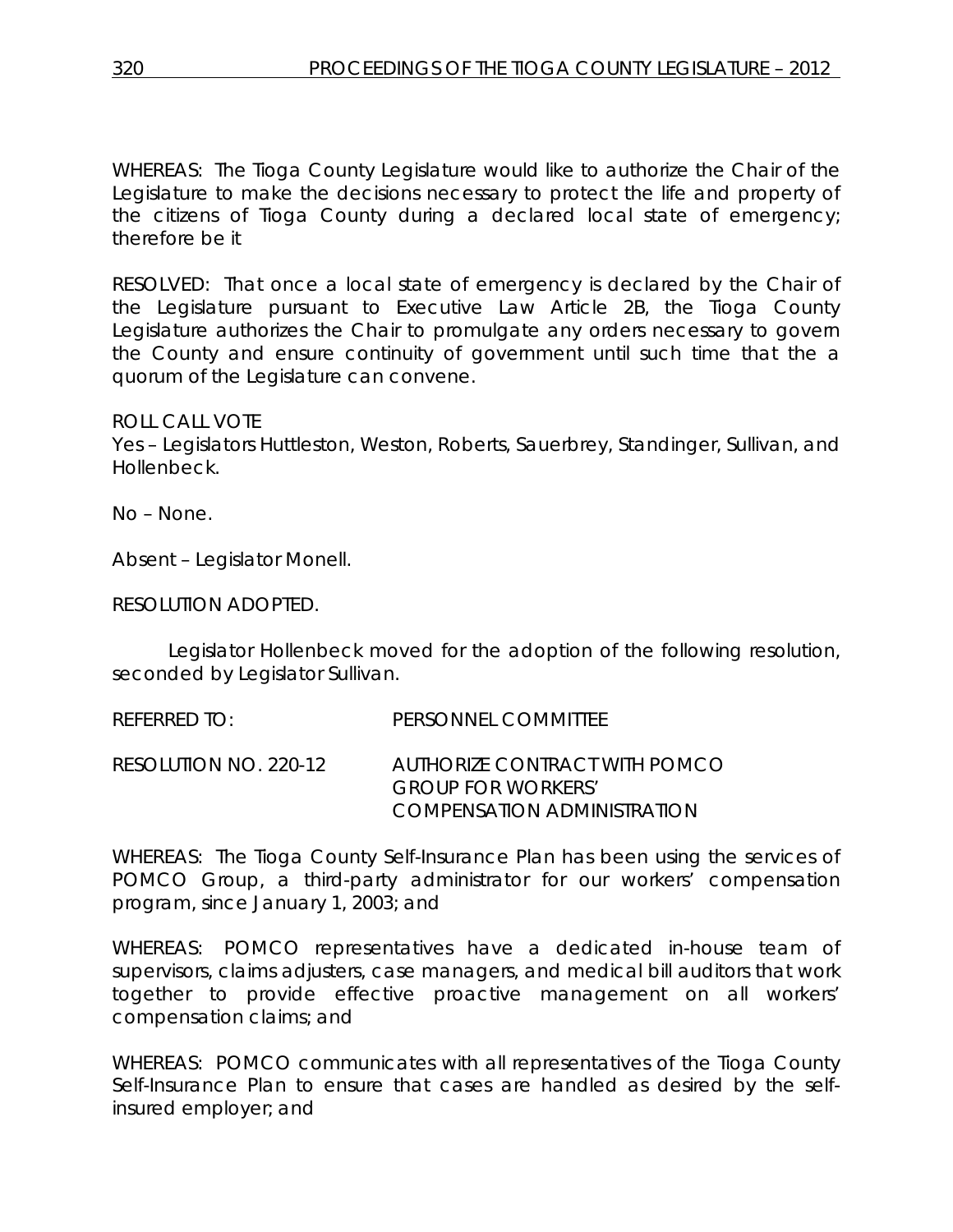WHEREAS: The Tioga County Legislature would like to authorize the Chair of the Legislature to make the decisions necessary to protect the life and property of the citizens of Tioga County during a declared local state of emergency; therefore be it

RESOLVED: That once a local state of emergency is declared by the Chair of the Legislature pursuant to Executive Law Article 2B, the Tioga County Legislature authorizes the Chair to promulgate any orders necessary to govern the County and ensure continuity of government until such time that the a quorum of the Legislature can convene.

ROLL CALL VOTE
Yes – Legislators Huttleston, Weston, Roberts, Sauerbrey, Standinger, Sullivan, and Hollenbeck.

No – None.

Absent – Legislator Monell.

RESOLUTION ADOPTED.

Legislator Hollenbeck moved for the adoption of the following resolution, seconded by Legislator Sullivan.

REFERRED TO: PERSONNEL COMMITTEE

RESOLUTION NO. 220-12 AUTHORIZE CONTRACT WITH POMCO GROUP FOR WORKERS' COMPENSATION ADMINISTRATION

WHEREAS: The Tioga County Self-Insurance Plan has been using the services of POMCO Group, a third-party administrator for our workers' compensation program, since January 1, 2003; and

WHEREAS: POMCO representatives have a dedicated in-house team of supervisors, claims adjusters, case managers, and medical bill auditors that work together to provide effective proactive management on all workers' compensation claims; and

WHEREAS: POMCO communicates with all representatives of the Tioga County Self-Insurance Plan to ensure that cases are handled as desired by the self-insured employer; and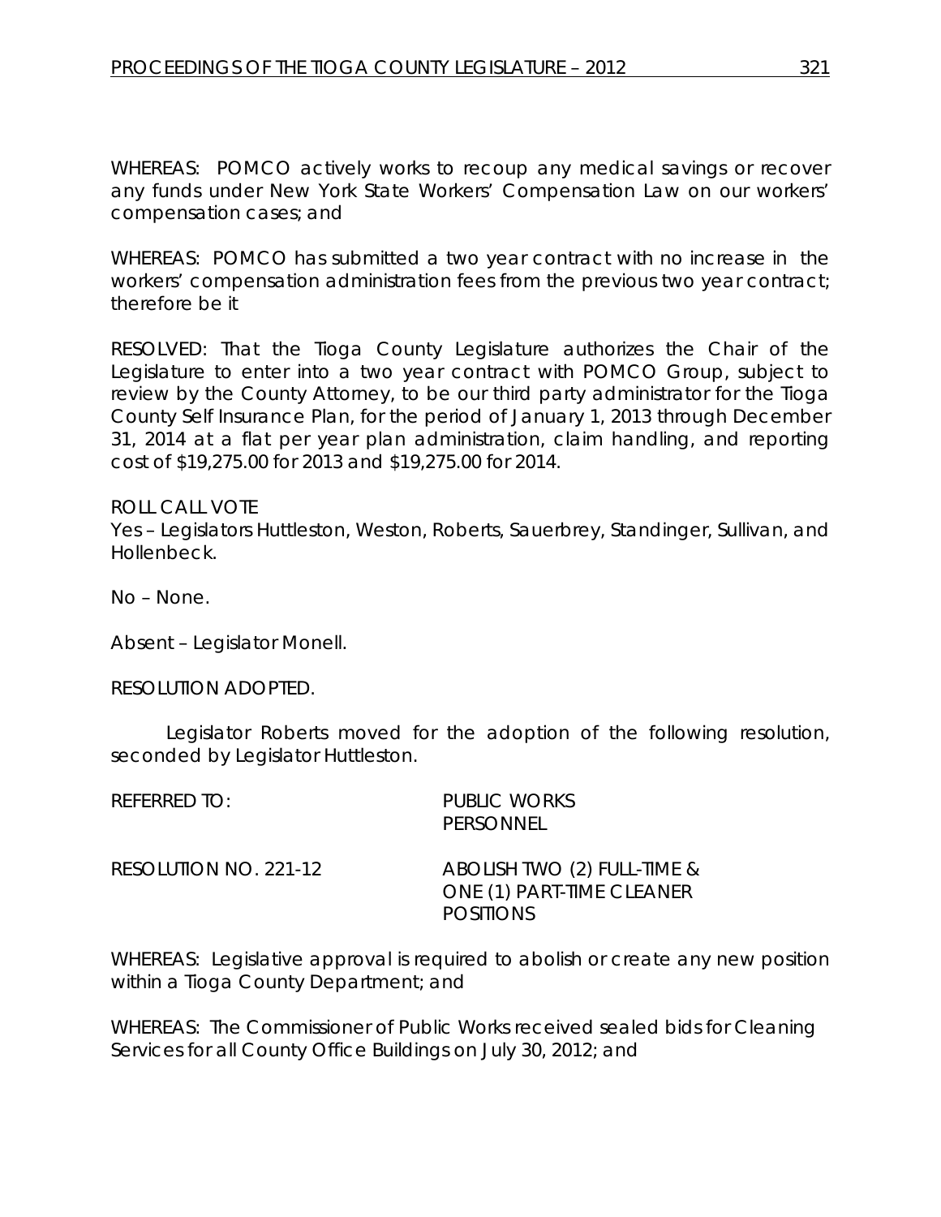WHEREAS: POMCO actively works to recoup any medical savings or recover any funds under New York State Workers' Compensation Law on our workers' compensation cases; and

WHEREAS: POMCO has submitted a two year contract with no increase in the workers' compensation administration fees from the previous two year contract; therefore be it

RESOLVED: That the Tioga County Legislature authorizes the Chair of the Legislature to enter into a two year contract with POMCO Group, subject to review by the County Attorney, to be our third party administrator for the Tioga County Self Insurance Plan, for the period of January 1, 2013 through December 31, 2014 at a flat per year plan administration, claim handling, and reporting cost of $19,275.00 for 2013 and $19,275.00 for 2014.

ROLL CALL VOTE
Yes – Legislators Huttleston, Weston, Roberts, Sauerbrey, Standinger, Sullivan, and Hollenbeck.

No – None.

Absent – Legislator Monell.

RESOLUTION ADOPTED.

Legislator Roberts moved for the adoption of the following resolution, seconded by Legislator Huttleston.

REFERRED TO: PUBLIC WORKS
PERSONNEL

RESOLUTION NO. 221-12 ABOLISH TWO (2) FULL-TIME & ONE (1) PART-TIME CLEANER POSITIONS

WHEREAS: Legislative approval is required to abolish or create any new position within a Tioga County Department; and

WHEREAS: The Commissioner of Public Works received sealed bids for Cleaning Services for all County Office Buildings on July 30, 2012; and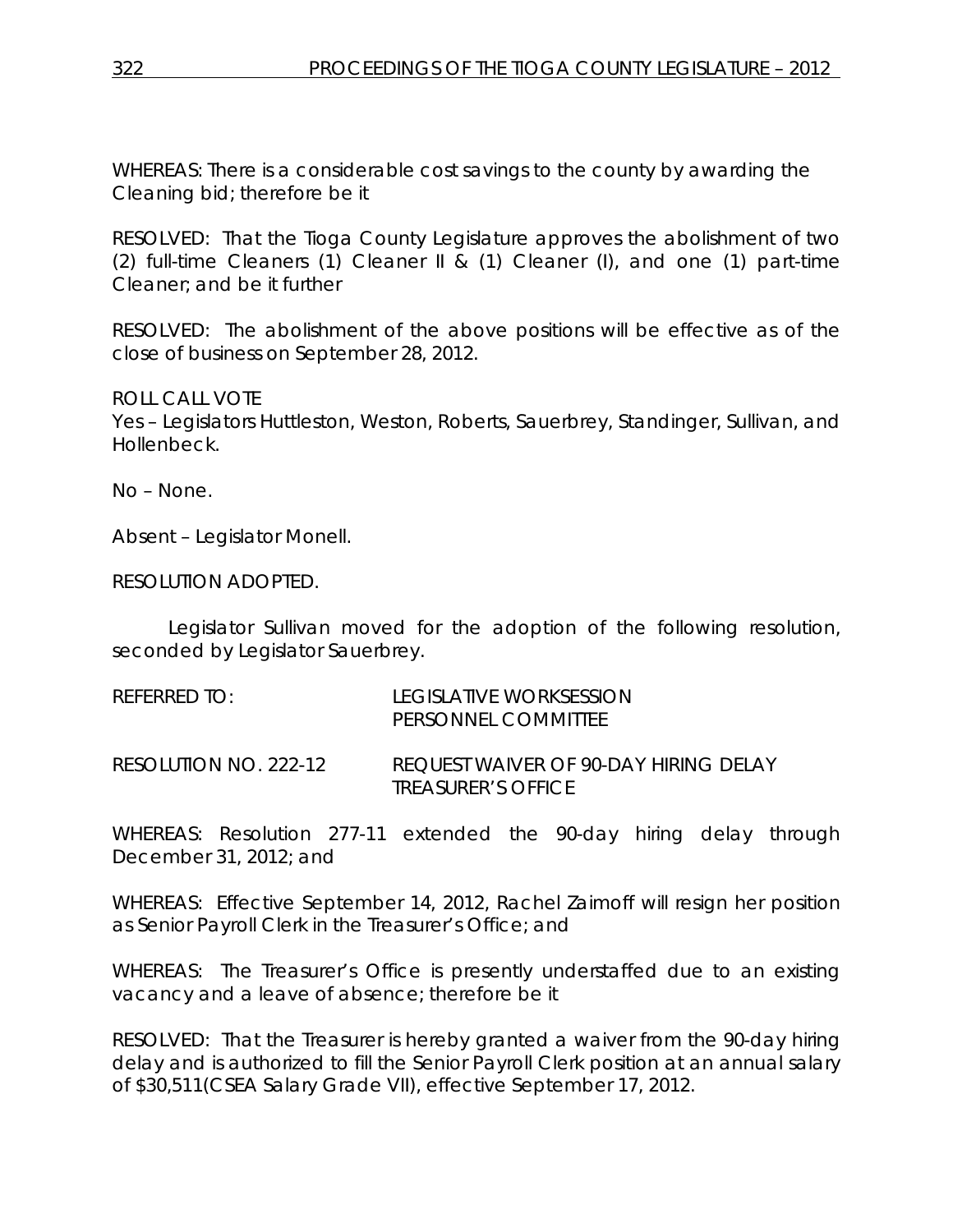WHEREAS: There is a considerable cost savings to the county by awarding the Cleaning bid; therefore be it

RESOLVED: That the Tioga County Legislature approves the abolishment of two (2) full-time Cleaners (1) Cleaner II & (1) Cleaner (I), and one (1) part-time Cleaner; and be it further

RESOLVED: The abolishment of the above positions will be effective as of the close of business on September 28, 2012.

ROLL CALL VOTE
Yes – Legislators Huttleston, Weston, Roberts, Sauerbrey, Standinger, Sullivan, and Hollenbeck.

No – None.

Absent – Legislator Monell.

RESOLUTION ADOPTED.

Legislator Sullivan moved for the adoption of the following resolution, seconded by Legislator Sauerbrey.

REFERRED TO: LEGISLATIVE WORKSESSION
PERSONNEL COMMITTEE

RESOLUTION NO. 222-12 REQUEST WAIVER OF 90-DAY HIRING DELAY
TREASURER'S OFFICE

WHEREAS: Resolution 277-11 extended the 90-day hiring delay through December 31, 2012; and

WHEREAS: Effective September 14, 2012, Rachel Zaimoff will resign her position as Senior Payroll Clerk in the Treasurer's Office; and

WHEREAS: The Treasurer's Office is presently understaffed due to an existing vacancy and a leave of absence; therefore be it

RESOLVED: That the Treasurer is hereby granted a waiver from the 90-day hiring delay and is authorized to fill the Senior Payroll Clerk position at an annual salary of $30,511(CSEA Salary Grade VII), effective September 17, 2012.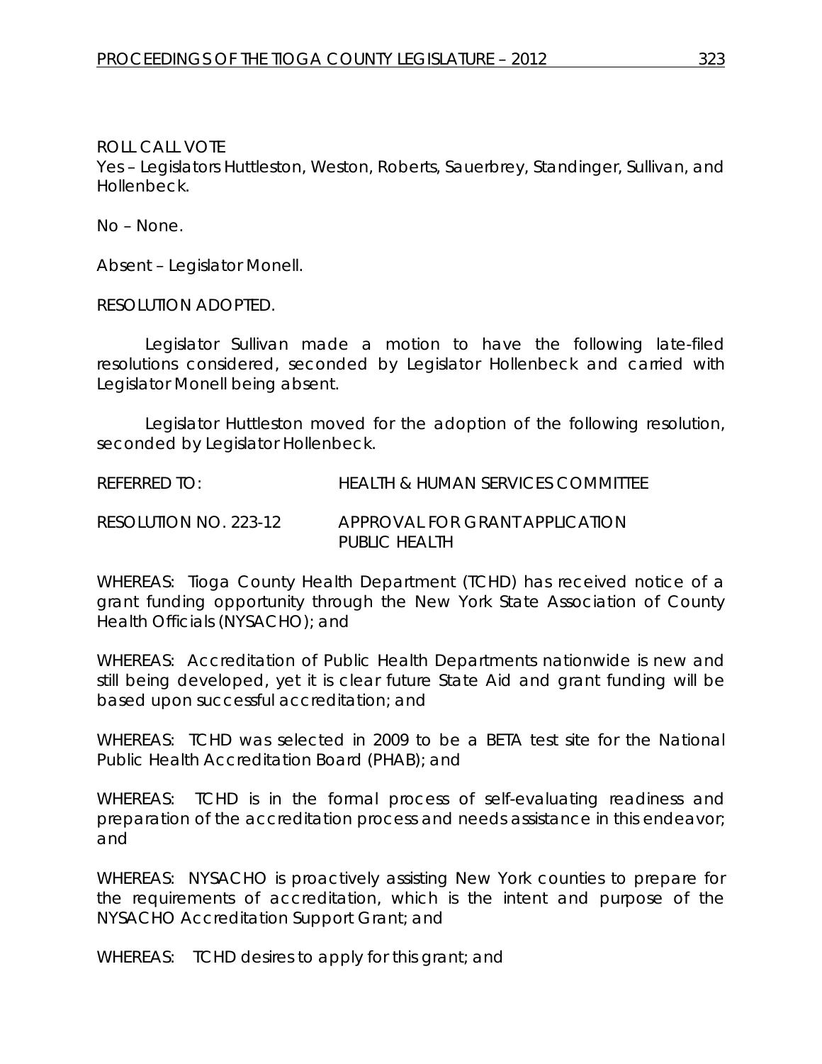ROLL CALL VOTE

Yes – Legislators Huttleston, Weston, Roberts, Sauerbrey, Standinger, Sullivan, and Hollenbeck.

No – None.

Absent – Legislator Monell.

RESOLUTION ADOPTED.

Legislator Sullivan made a motion to have the following late-filed resolutions considered, seconded by Legislator Hollenbeck and carried with Legislator Monell being absent.

Legislator Huttleston moved for the adoption of the following resolution, seconded by Legislator Hollenbeck.

REFERRED TO: HEALTH & HUMAN SERVICES COMMITTEE

RESOLUTION NO. 223-12 APPROVAL FOR GRANT APPLICATION PUBLIC HEALTH

WHEREAS: Tioga County Health Department (TCHD) has received notice of a grant funding opportunity through the New York State Association of County Health Officials (NYSACHO); and

WHEREAS: Accreditation of Public Health Departments nationwide is new and still being developed, yet it is clear future State Aid and grant funding will be based upon successful accreditation; and

WHEREAS: TCHD was selected in 2009 to be a BETA test site for the National Public Health Accreditation Board (PHAB); and

WHEREAS: TCHD is in the formal process of self-evaluating readiness and preparation of the accreditation process and needs assistance in this endeavor; and

WHEREAS: NYSACHO is proactively assisting New York counties to prepare for the requirements of accreditation, which is the intent and purpose of the NYSACHO Accreditation Support Grant; and

WHEREAS: TCHD desires to apply for this grant; and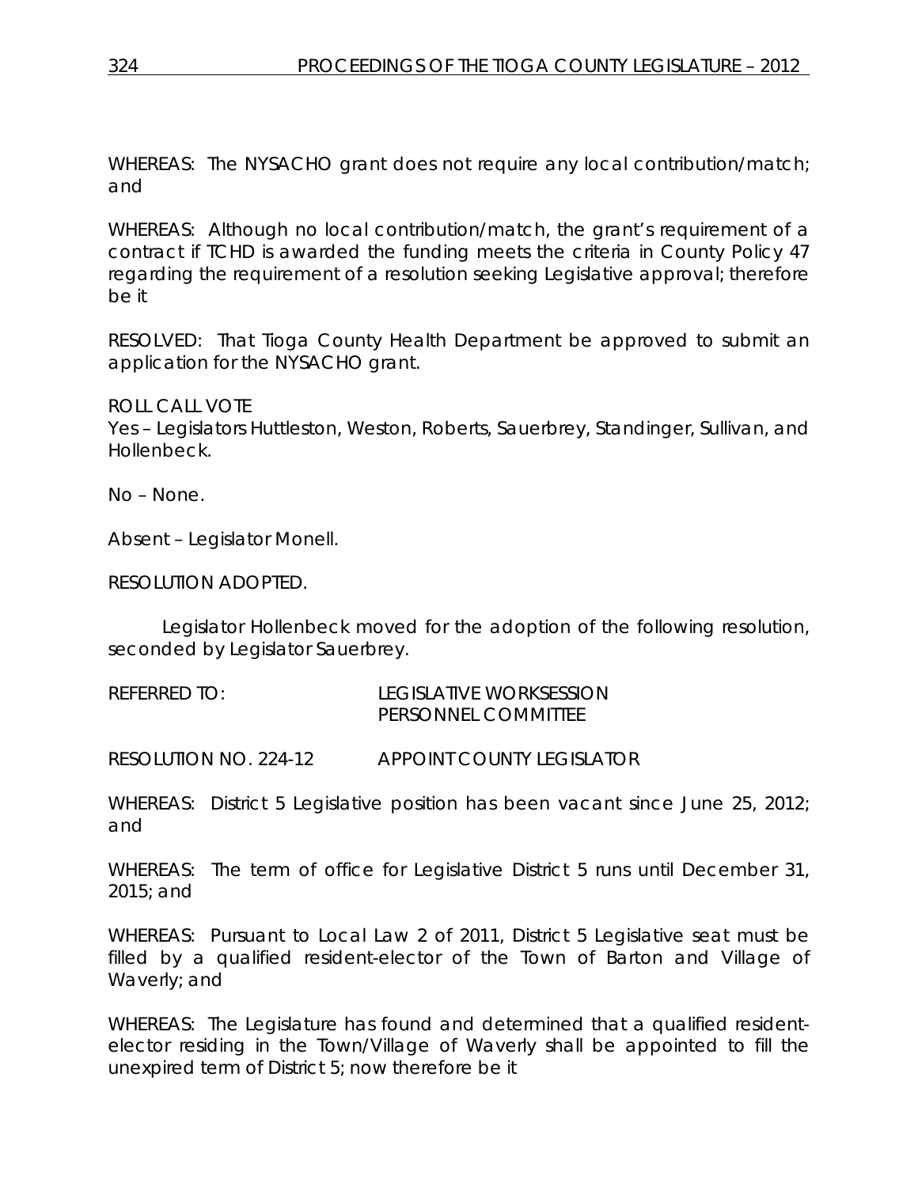WHEREAS: The NYSACHO grant does not require any local contribution/match; and

WHEREAS: Although no local contribution/match, the grant's requirement of a contract if TCHD is awarded the funding meets the criteria in County Policy 47 regarding the requirement of a resolution seeking Legislative approval; therefore be it

RESOLVED: That Tioga County Health Department be approved to submit an application for the NYSACHO grant.

ROLL CALL VOTE
Yes – Legislators Huttleston, Weston, Roberts, Sauerbrey, Standinger, Sullivan, and Hollenbeck.

No – None.

Absent – Legislator Monell.

RESOLUTION ADOPTED.

Legislator Hollenbeck moved for the adoption of the following resolution, seconded by Legislator Sauerbrey.

REFERRED TO: LEGISLATIVE WORKSESSION
PERSONNEL COMMITTEE

RESOLUTION NO. 224-12 APPOINT COUNTY LEGISLATOR

WHEREAS: District 5 Legislative position has been vacant since June 25, 2012; and

WHEREAS: The term of office for Legislative District 5 runs until December 31, 2015; and

WHEREAS: Pursuant to Local Law 2 of 2011, District 5 Legislative seat must be filled by a qualified resident-elector of the Town of Barton and Village of Waverly; and

WHEREAS: The Legislature has found and determined that a qualified resident-elector residing in the Town/Village of Waverly shall be appointed to fill the unexpired term of District 5; now therefore be it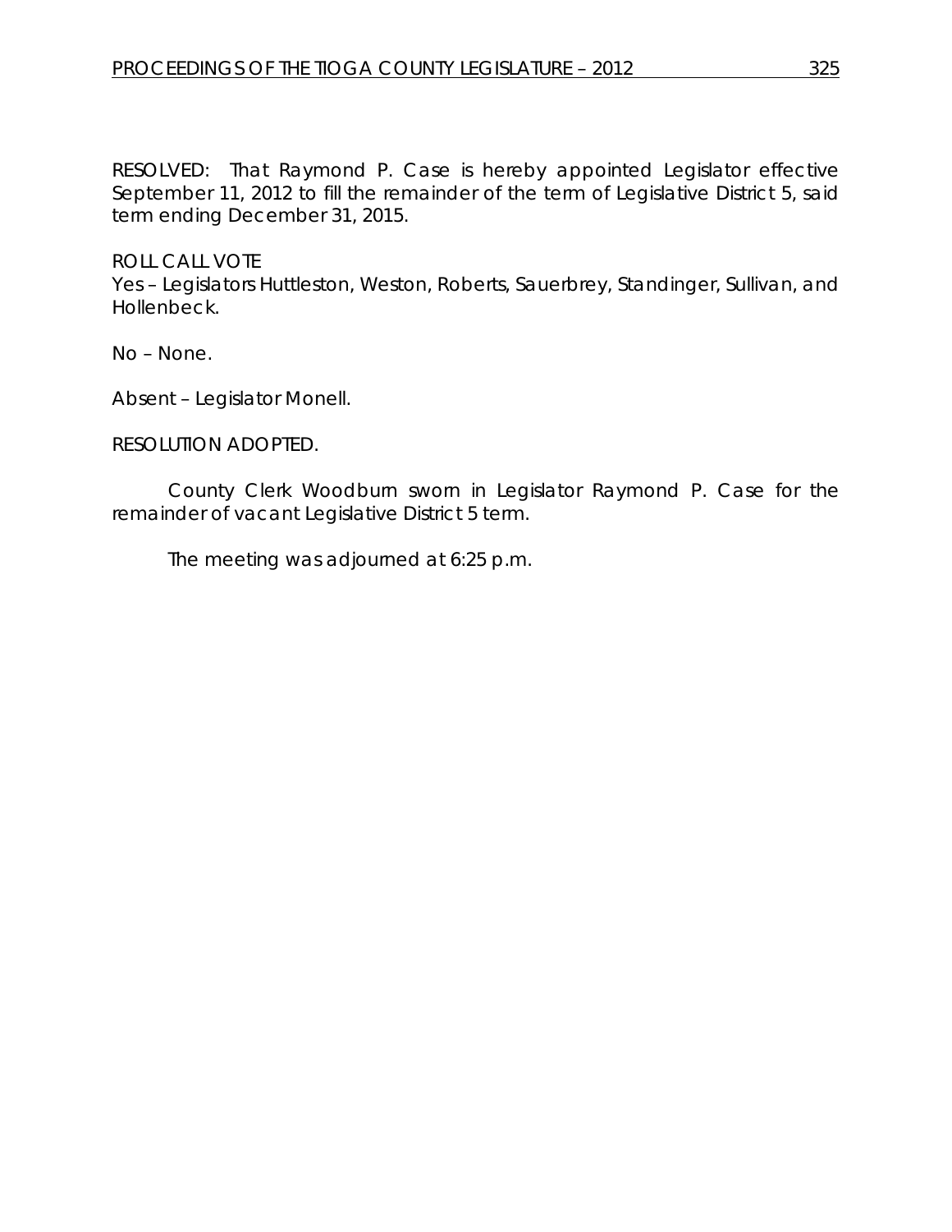RESOLVED: That Raymond P. Case is hereby appointed Legislator effective September 11, 2012 to fill the remainder of the term of Legislative District 5, said term ending December 31, 2015.

ROLL CALL VOTE
Yes – Legislators Huttleston, Weston, Roberts, Sauerbrey, Standinger, Sullivan, and Hollenbeck.

No – None.

Absent – Legislator Monell.

RESOLUTION ADOPTED.

County Clerk Woodburn sworn in Legislator Raymond P. Case for the remainder of vacant Legislative District 5 term.

The meeting was adjourned at 6:25 p.m.